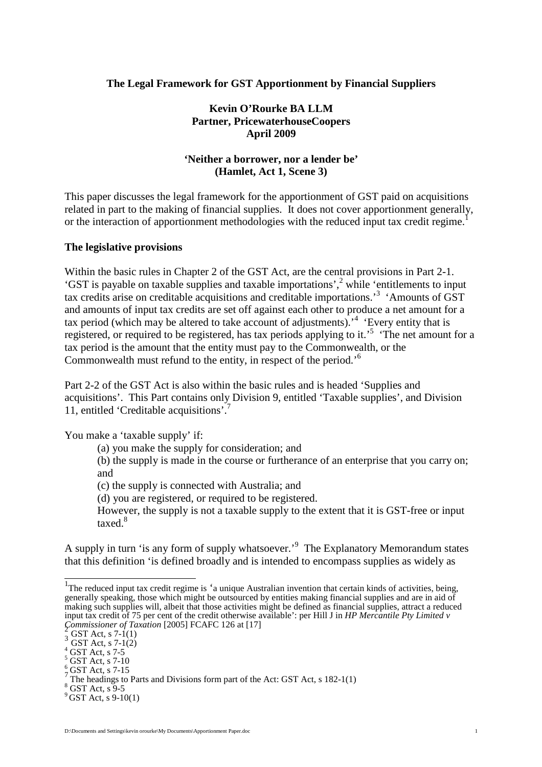**The Legal Framework for GST Apportionment by Financial Suppliers**

**Kevin O'Rourke BA LLM**
**Partner, PricewaterhouseCoopers**
**April 2009**

**'Neither a borrower, nor a lender be'**
**(Hamlet, Act 1, Scene 3)**

This paper discusses the legal framework for the apportionment of GST paid on acquisitions related in part to the making of financial supplies. It does not cover apportionment generally, or the interaction of apportionment methodologies with the reduced input tax credit regime.[1]

## The legislative provisions

Within the basic rules in Chapter 2 of the GST Act, are the central provisions in Part 2-1. 'GST is payable on taxable supplies and taxable importations',[2] while 'entitlements to input tax credits arise on creditable acquisitions and creditable importations.'[3] 'Amounts of GST and amounts of input tax credits are set off against each other to produce a net amount for a tax period (which may be altered to take account of adjustments).'[4] 'Every entity that is registered, or required to be registered, has tax periods applying to it.'[5] 'The net amount for a tax period is the amount that the entity must pay to the Commonwealth, or the Commonwealth must refund to the entity, in respect of the period.'[6]

Part 2-2 of the GST Act is also within the basic rules and is headed 'Supplies and acquisitions'. This Part contains only Division 9, entitled 'Taxable supplies', and Division 11, entitled 'Creditable acquisitions'.[7]

You make a 'taxable supply' if:

(a) you make the supply for consideration; and

(b) the supply is made in the course or furtherance of an enterprise that you carry on; and

(c) the supply is connected with Australia; and

(d) you are registered, or required to be registered.

However, the supply is not a taxable supply to the extent that it is GST-free or input taxed.[8]

A supply in turn 'is any form of supply whatsoever.'[9] The Explanatory Memorandum states that this definition 'is defined broadly and is intended to encompass supplies as widely as

---

[1] The reduced input tax credit regime is 'a unique Australian invention that certain kinds of activities, being, generally speaking, those which might be outsourced by entities making financial supplies and are in aid of making such supplies will, albeit that those activities might be defined as financial supplies, attract a reduced input tax credit of 75 per cent of the credit otherwise available': per Hill J in *HP Mercantile Pty Limited v Commissioner of Taxation* [2005] FCAFC 126 at [17]

[2] GST Act, s 7-1(1)

[3] GST Act, s 7-1(2)

[4] GST Act, s 7-5

[5] GST Act, s 7-10

[6] GST Act, s 7-15

[7] The headings to Parts and Divisions form part of the Act: GST Act, s 182-1(1)

[8] GST Act, s 9-5

[9] GST Act, s 9-10(1)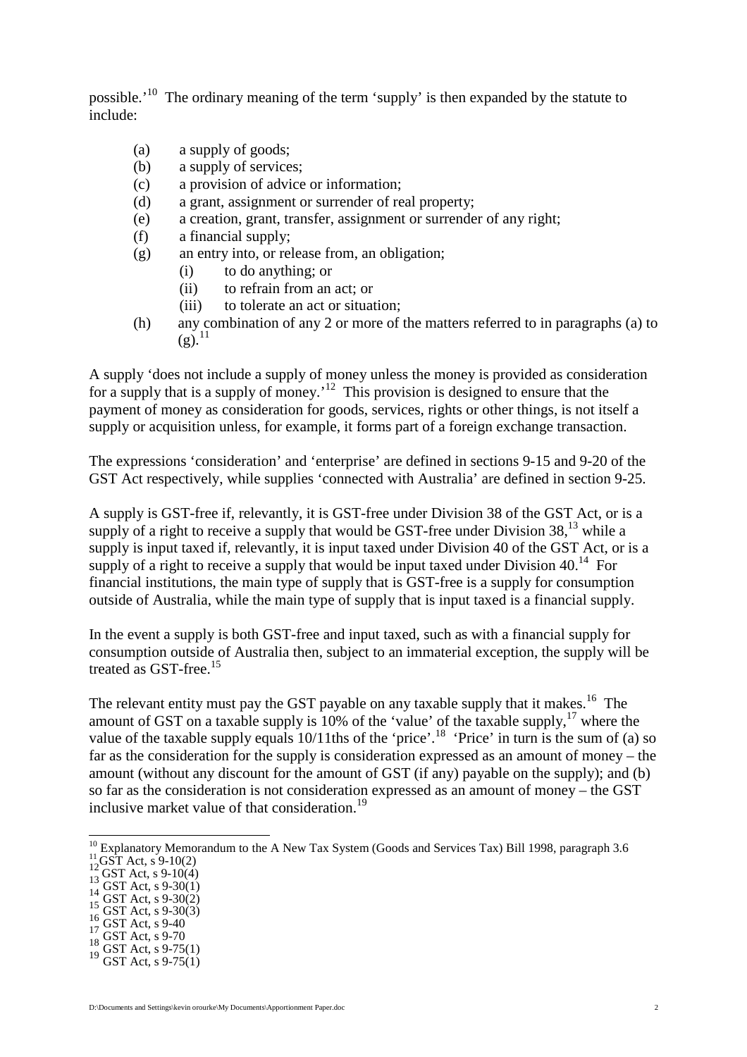possible.'[10] The ordinary meaning of the term 'supply' is then expanded by the statute to include:

- (a) a supply of goods;
- (b) a supply of services;
- (c) a provision of advice or information;
- (d) a grant, assignment or surrender of real property;
- (e) a creation, grant, transfer, assignment or surrender of any right;
- (f) a financial supply;
- (g) an entry into, or release from, an obligation;
  - (i) to do anything; or
  - (ii) to refrain from an act; or
  - (iii) to tolerate an act or situation;
- (h) any combination of any 2 or more of the matters referred to in paragraphs (a) to (g).[11]

A supply 'does not include a supply of money unless the money is provided as consideration for a supply that is a supply of money.'[12] This provision is designed to ensure that the payment of money as consideration for goods, services, rights or other things, is not itself a supply or acquisition unless, for example, it forms part of a foreign exchange transaction.

The expressions 'consideration' and 'enterprise' are defined in sections 9-15 and 9-20 of the GST Act respectively, while supplies 'connected with Australia' are defined in section 9-25.

A supply is GST-free if, relevantly, it is GST-free under Division 38 of the GST Act, or is a supply of a right to receive a supply that would be GST-free under Division 38,[13] while a supply is input taxed if, relevantly, it is input taxed under Division 40 of the GST Act, or is a supply of a right to receive a supply that would be input taxed under Division 40.[14] For financial institutions, the main type of supply that is GST-free is a supply for consumption outside of Australia, while the main type of supply that is input taxed is a financial supply.

In the event a supply is both GST-free and input taxed, such as with a financial supply for consumption outside of Australia then, subject to an immaterial exception, the supply will be treated as GST-free.[15]

The relevant entity must pay the GST payable on any taxable supply that it makes.[16] The amount of GST on a taxable supply is 10% of the 'value' of the taxable supply,[17] where the value of the taxable supply equals 10/11ths of the 'price'.[18] 'Price' in turn is the sum of (a) so far as the consideration for the supply is consideration expressed as an amount of money – the amount (without any discount for the amount of GST (if any) payable on the supply); and (b) so far as the consideration is not consideration expressed as an amount of money – the GST inclusive market value of that consideration.[19]

---

[10] Explanatory Memorandum to the A New Tax System (Goods and Services Tax) Bill 1998, paragraph 3.6

[11] GST Act, s 9-10(2)

[12] GST Act, s 9-10(4)

[13] GST Act, s 9-30(1)

[14] GST Act, s 9-30(2)

[15] GST Act, s 9-30(3)

[16] GST Act, s 9-40

[17] GST Act, s 9-70

[18] GST Act, s 9-75(1)

[19] GST Act, s 9-75(1)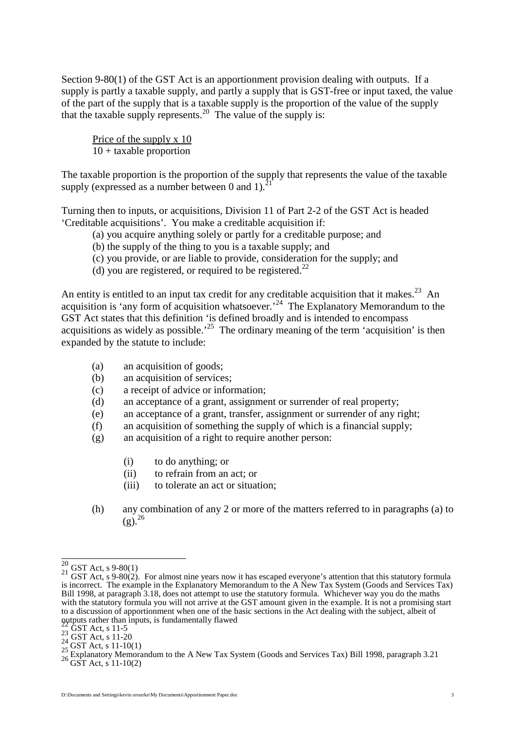Section 9-80(1) of the GST Act is an apportionment provision dealing with outputs. If a supply is partly a taxable supply, and partly a supply that is GST-free or input taxed, the value of the part of the supply that is a taxable supply is the proportion of the value of the supply that the taxable supply represents.[20] The value of the supply is:

$$\frac{\text{Price of the supply} \times 10}{10 + \text{taxable proportion}}$$

The taxable proportion is the proportion of the supply that represents the value of the taxable supply (expressed as a number between 0 and 1).[21]

Turning then to inputs, or acquisitions, Division 11 of Part 2-2 of the GST Act is headed 'Creditable acquisitions'. You make a creditable acquisition if:

(a) you acquire anything solely or partly for a creditable purpose; and
(b) the supply of the thing to you is a taxable supply; and
(c) you provide, or are liable to provide, consideration for the supply; and
(d) you are registered, or required to be registered.[22]

An entity is entitled to an input tax credit for any creditable acquisition that it makes.[23] An acquisition is 'any form of acquisition whatsoever.'[24] The Explanatory Memorandum to the GST Act states that this definition 'is defined broadly and is intended to encompass acquisitions as widely as possible.'[25] The ordinary meaning of the term 'acquisition' is then expanded by the statute to include:

- (a) an acquisition of goods;
- (b) an acquisition of services;
- (c) a receipt of advice or information;
- (d) an acceptance of a grant, assignment or surrender of real property;
- (e) an acceptance of a grant, transfer, assignment or surrender of any right;
- (f) an acquisition of something the supply of which is a financial supply;
- (g) an acquisition of a right to require another person:
  - (i) to do anything; or
  - (ii) to refrain from an act; or
  - (iii) to tolerate an act or situation;
- (h) any combination of any 2 or more of the matters referred to in paragraphs (a) to (g).[26]

---

[20] GST Act, s 9-80(1)

[21] GST Act, s 9-80(2). For almost nine years now it has escaped everyone's attention that this statutory formula is incorrect. The example in the Explanatory Memorandum to the A New Tax System (Goods and Services Tax) Bill 1998, at paragraph 3.18, does not attempt to use the statutory formula. Whichever way you do the maths with the statutory formula you will not arrive at the GST amount given in the example. It is not a promising start to a discussion of apportionment when one of the basic sections in the Act dealing with the subject, albeit of outputs rather than inputs, is fundamentally flawed

[22] GST Act, s 11-5

[23] GST Act, s 11-20

[24] GST Act, s 11-10(1)

[25] Explanatory Memorandum to the A New Tax System (Goods and Services Tax) Bill 1998, paragraph 3.21

[26] GST Act, s 11-10(2)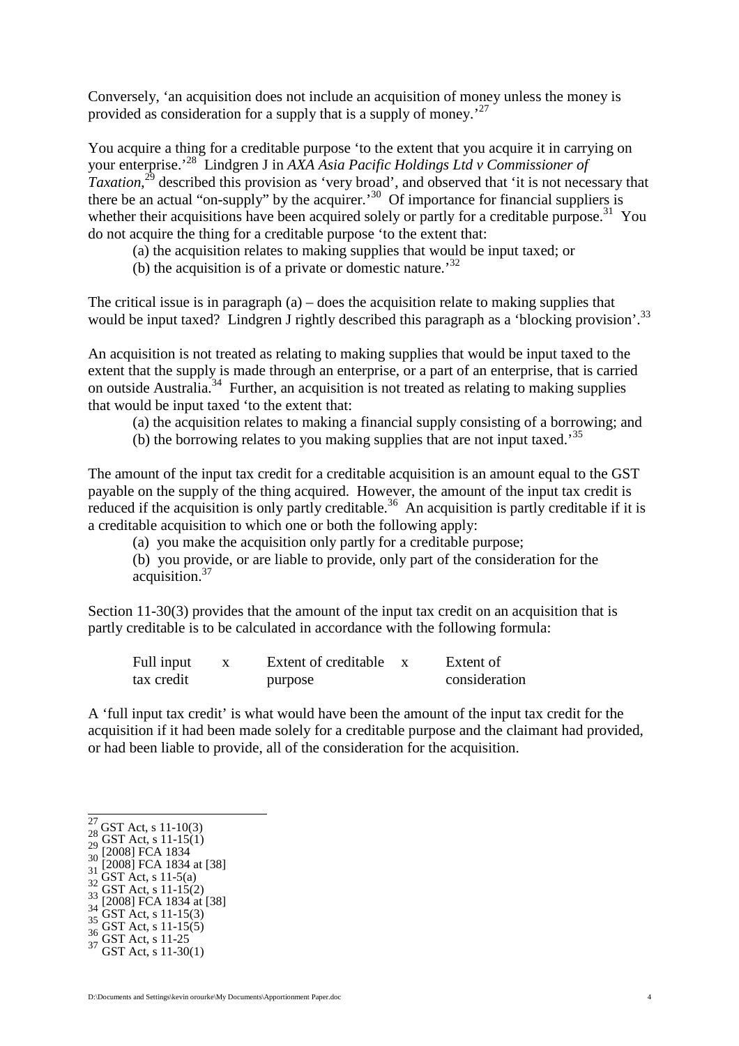Conversely, 'an acquisition does not include an acquisition of money unless the money is provided as consideration for a supply that is a supply of money.'[27]

You acquire a thing for a creditable purpose 'to the extent that you acquire it in carrying on your enterprise.'[28] Lindgren J in *AXA Asia Pacific Holdings Ltd v Commissioner of Taxation*,[29] described this provision as 'very broad', and observed that 'it is not necessary that there be an actual "on-supply" by the acquirer.'[30] Of importance for financial suppliers is whether their acquisitions have been acquired solely or partly for a creditable purpose.[31] You do not acquire the thing for a creditable purpose 'to the extent that:

(a) the acquisition relates to making supplies that would be input taxed; or

(b) the acquisition is of a private or domestic nature.'[32]

The critical issue is in paragraph (a) – does the acquisition relate to making supplies that would be input taxed? Lindgren J rightly described this paragraph as a 'blocking provision'.[33]

An acquisition is not treated as relating to making supplies that would be input taxed to the extent that the supply is made through an enterprise, or a part of an enterprise, that is carried on outside Australia.[34] Further, an acquisition is not treated as relating to making supplies that would be input taxed 'to the extent that:

(a) the acquisition relates to making a financial supply consisting of a borrowing; and

(b) the borrowing relates to you making supplies that are not input taxed.'[35]

The amount of the input tax credit for a creditable acquisition is an amount equal to the GST payable on the supply of the thing acquired. However, the amount of the input tax credit is reduced if the acquisition is only partly creditable.[36] An acquisition is partly creditable if it is a creditable acquisition to which one or both the following apply:

(a) you make the acquisition only partly for a creditable purpose;

(b) you provide, or are liable to provide, only part of the consideration for the acquisition.[37]

Section 11-30(3) provides that the amount of the input tax credit on an acquisition that is partly creditable is to be calculated in accordance with the following formula:

$$\text{Full input tax credit} \times \text{Extent of creditable purpose} \times \text{Extent of consideration}$$

A 'full input tax credit' is what would have been the amount of the input tax credit for the acquisition if it had been made solely for a creditable purpose and the claimant had provided, or had been liable to provide, all of the consideration for the acquisition.

---

[27] GST Act, s 11-10(3)
[28] GST Act, s 11-15(1)
[29] [2008] FCA 1834
[30] [2008] FCA 1834 at [38]
[31] GST Act, s 11-5(a)
[32] GST Act, s 11-15(2)
[33] [2008] FCA 1834 at [38]
[34] GST Act, s 11-15(3)
[35] GST Act, s 11-15(5)
[36] GST Act, s 11-25
[37] GST Act, s 11-30(1)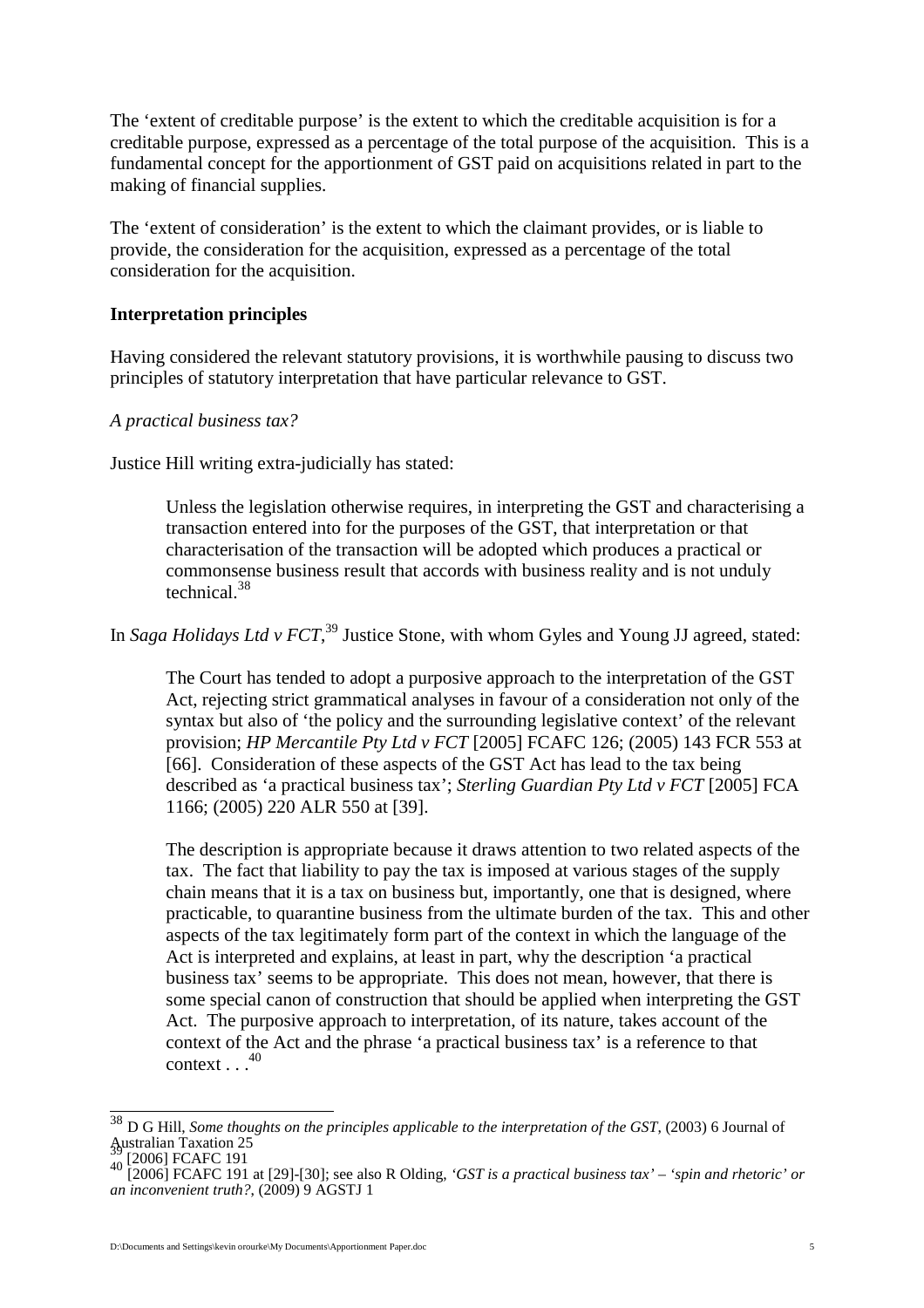The 'extent of creditable purpose' is the extent to which the creditable acquisition is for a creditable purpose, expressed as a percentage of the total purpose of the acquisition. This is a fundamental concept for the apportionment of GST paid on acquisitions related in part to the making of financial supplies.

The 'extent of consideration' is the extent to which the claimant provides, or is liable to provide, the consideration for the acquisition, expressed as a percentage of the total consideration for the acquisition.

**Interpretation principles**

Having considered the relevant statutory provisions, it is worthwhile pausing to discuss two principles of statutory interpretation that have particular relevance to GST.

*A practical business tax?*

Justice Hill writing extra-judicially has stated:

> Unless the legislation otherwise requires, in interpreting the GST and characterising a transaction entered into for the purposes of the GST, that interpretation or that characterisation of the transaction will be adopted which produces a practical or commonsense business result that accords with business reality and is not unduly technical.[38]

In *Saga Holidays Ltd v FCT*,[39] Justice Stone, with whom Gyles and Young JJ agreed, stated:

> The Court has tended to adopt a purposive approach to the interpretation of the GST Act, rejecting strict grammatical analyses in favour of a consideration not only of the syntax but also of 'the policy and the surrounding legislative context' of the relevant provision; *HP Mercantile Pty Ltd v FCT* [2005] FCAFC 126; (2005) 143 FCR 553 at [66]. Consideration of these aspects of the GST Act has lead to the tax being described as 'a practical business tax'; *Sterling Guardian Pty Ltd v FCT* [2005] FCA 1166; (2005) 220 ALR 550 at [39].
>
> The description is appropriate because it draws attention to two related aspects of the tax. The fact that liability to pay the tax is imposed at various stages of the supply chain means that it is a tax on business but, importantly, one that is designed, where practicable, to quarantine business from the ultimate burden of the tax. This and other aspects of the tax legitimately form part of the context in which the language of the Act is interpreted and explains, at least in part, why the description 'a practical business tax' seems to be appropriate. This does not mean, however, that there is some special canon of construction that should be applied when interpreting the GST Act. The purposive approach to interpretation, of its nature, takes account of the context of the Act and the phrase 'a practical business tax' is a reference to that context . . .[40]

---

[38] D G Hill, *Some thoughts on the principles applicable to the interpretation of the GST*, (2003) 6 Journal of Australian Taxation 25

[39] [2006] FCAFC 191

[40] [2006] FCAFC 191 at [29]-[30]; see also R Olding, *'GST is a practical business tax' – 'spin and rhetoric' or an inconvenient truth?*, (2009) 9 AGSTJ 1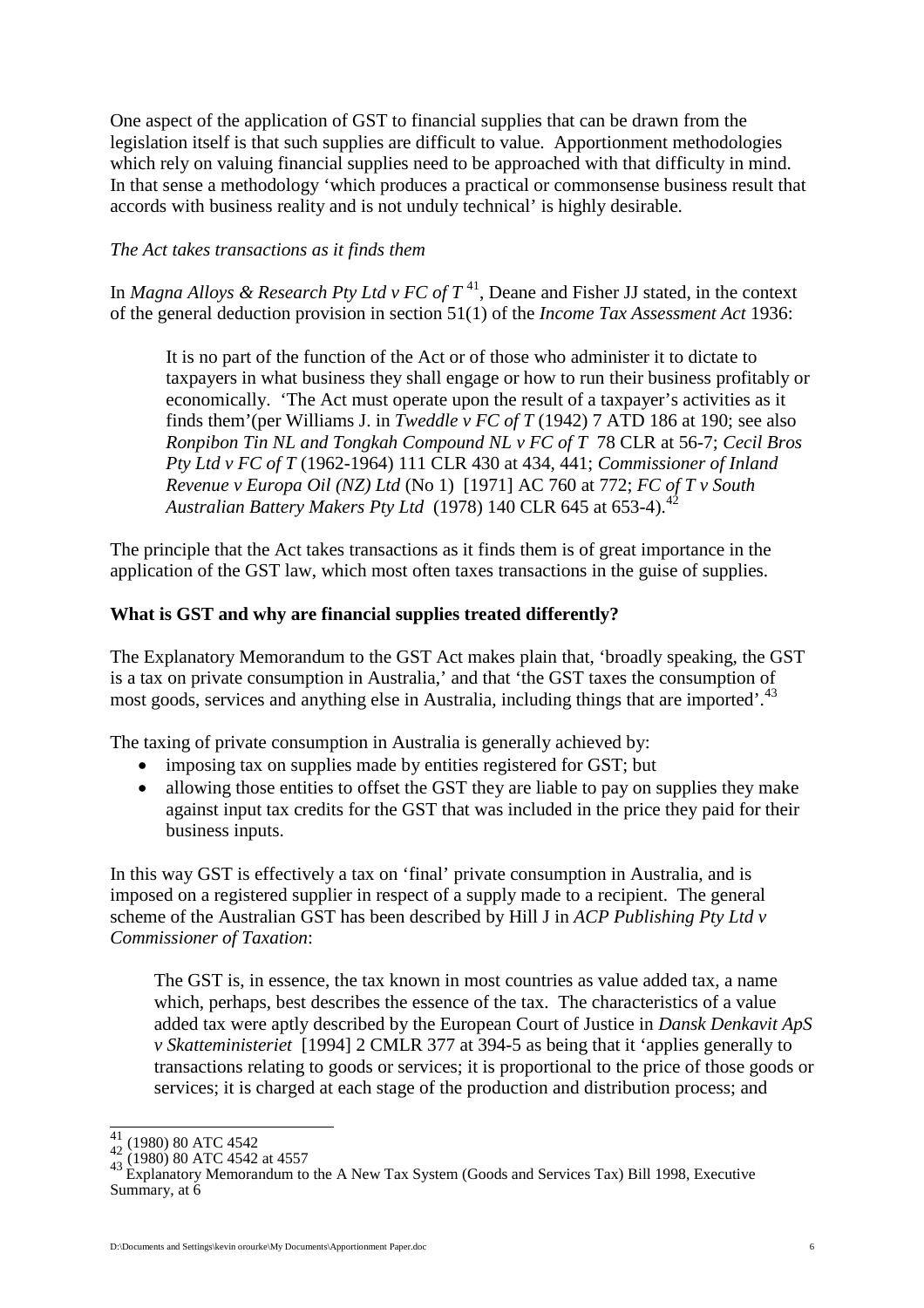One aspect of the application of GST to financial supplies that can be drawn from the legislation itself is that such supplies are difficult to value. Apportionment methodologies which rely on valuing financial supplies need to be approached with that difficulty in mind. In that sense a methodology 'which produces a practical or commonsense business result that accords with business reality and is not unduly technical' is highly desirable.

*The Act takes transactions as it finds them*

In *Magna Alloys & Research Pty Ltd v FC of T* [41], Deane and Fisher JJ stated, in the context of the general deduction provision in section 51(1) of the *Income Tax Assessment Act* 1936:

> It is no part of the function of the Act or of those who administer it to dictate to taxpayers in what business they shall engage or how to run their business profitably or economically. 'The Act must operate upon the result of a taxpayer's activities as it finds them'(per Williams J. in *Tweddle v FC of T* (1942) 7 ATD 186 at 190; see also *Ronpibon Tin NL and Tongkah Compound NL v FC of T* 78 CLR at 56-7; *Cecil Bros Pty Ltd v FC of T* (1962-1964) 111 CLR 430 at 434, 441; *Commissioner of Inland Revenue v Europa Oil (NZ) Ltd* (No 1) [1971] AC 760 at 772; *FC of T v South Australian Battery Makers Pty Ltd* (1978) 140 CLR 645 at 653-4).[42]

The principle that the Act takes transactions as it finds them is of great importance in the application of the GST law, which most often taxes transactions in the guise of supplies.

**What is GST and why are financial supplies treated differently?**

The Explanatory Memorandum to the GST Act makes plain that, 'broadly speaking, the GST is a tax on private consumption in Australia,' and that 'the GST taxes the consumption of most goods, services and anything else in Australia, including things that are imported'.[43]

The taxing of private consumption in Australia is generally achieved by:

- imposing tax on supplies made by entities registered for GST; but
- allowing those entities to offset the GST they are liable to pay on supplies they make against input tax credits for the GST that was included in the price they paid for their business inputs.

In this way GST is effectively a tax on 'final' private consumption in Australia, and is imposed on a registered supplier in respect of a supply made to a recipient. The general scheme of the Australian GST has been described by Hill J in *ACP Publishing Pty Ltd v Commissioner of Taxation*:

> The GST is, in essence, the tax known in most countries as value added tax, a name which, perhaps, best describes the essence of the tax. The characteristics of a value added tax were aptly described by the European Court of Justice in *Dansk Denkavit ApS v Skatteministeriet* [1994] 2 CMLR 377 at 394-5 as being that it 'applies generally to transactions relating to goods or services; it is proportional to the price of those goods or services; it is charged at each stage of the production and distribution process; and

---

[41] (1980) 80 ATC 4542

[42] (1980) 80 ATC 4542 at 4557

[43] Explanatory Memorandum to the A New Tax System (Goods and Services Tax) Bill 1998, Executive Summary, at 6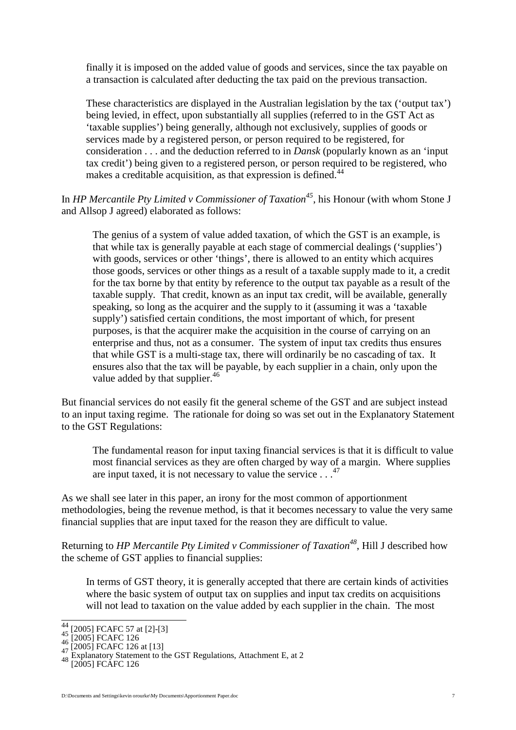> finally it is imposed on the added value of goods and services, since the tax payable on a transaction is calculated after deducting the tax paid on the previous transaction.
>
> These characteristics are displayed in the Australian legislation by the tax ('output tax') being levied, in effect, upon substantially all supplies (referred to in the GST Act as 'taxable supplies') being generally, although not exclusively, supplies of goods or services made by a registered person, or person required to be registered, for consideration . . . and the deduction referred to in *Dansk* (popularly known as an 'input tax credit') being given to a registered person, or person required to be registered, who makes a creditable acquisition, as that expression is defined.[44]

In *HP Mercantile Pty Limited v Commissioner of Taxation*[45], his Honour (with whom Stone J and Allsop J agreed) elaborated as follows:

> The genius of a system of value added taxation, of which the GST is an example, is that while tax is generally payable at each stage of commercial dealings ('supplies') with goods, services or other 'things', there is allowed to an entity which acquires those goods, services or other things as a result of a taxable supply made to it, a credit for the tax borne by that entity by reference to the output tax payable as a result of the taxable supply. That credit, known as an input tax credit, will be available, generally speaking, so long as the acquirer and the supply to it (assuming it was a 'taxable supply') satisfied certain conditions, the most important of which, for present purposes, is that the acquirer make the acquisition in the course of carrying on an enterprise and thus, not as a consumer. The system of input tax credits thus ensures that while GST is a multi-stage tax, there will ordinarily be no cascading of tax. It ensures also that the tax will be payable, by each supplier in a chain, only upon the value added by that supplier.[46]

But financial services do not easily fit the general scheme of the GST and are subject instead to an input taxing regime. The rationale for doing so was set out in the Explanatory Statement to the GST Regulations:

> The fundamental reason for input taxing financial services is that it is difficult to value most financial services as they are often charged by way of a margin. Where supplies are input taxed, it is not necessary to value the service . . .[47]

As we shall see later in this paper, an irony for the most common of apportionment methodologies, being the revenue method, is that it becomes necessary to value the very same financial supplies that are input taxed for the reason they are difficult to value.

Returning to *HP Mercantile Pty Limited v Commissioner of Taxation*[48], Hill J described how the scheme of GST applies to financial supplies:

> In terms of GST theory, it is generally accepted that there are certain kinds of activities where the basic system of output tax on supplies and input tax credits on acquisitions will not lead to taxation on the value added by each supplier in the chain. The most

---

[44] [2005] FCAFC 57 at [2]-[3]
[45] [2005] FCAFC 126
[46] [2005] FCAFC 126 at [13]
[47] Explanatory Statement to the GST Regulations, Attachment E, at 2
[48] [2005] FCAFC 126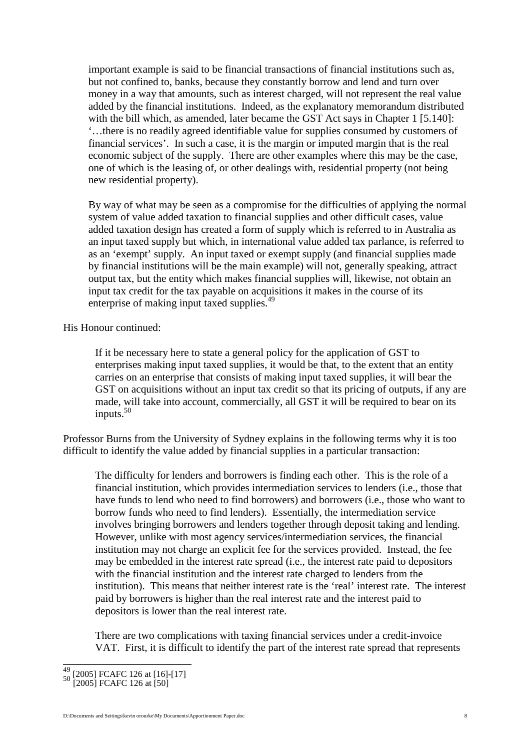> important example is said to be financial transactions of financial institutions such as, but not confined to, banks, because they constantly borrow and lend and turn over money in a way that amounts, such as interest charged, will not represent the real value added by the financial institutions. Indeed, as the explanatory memorandum distributed with the bill which, as amended, later became the GST Act says in Chapter 1 [5.140]: '…there is no readily agreed identifiable value for supplies consumed by customers of financial services'. In such a case, it is the margin or imputed margin that is the real economic subject of the supply. There are other examples where this may be the case, one of which is the leasing of, or other dealings with, residential property (not being new residential property).
>
> By way of what may be seen as a compromise for the difficulties of applying the normal system of value added taxation to financial supplies and other difficult cases, value added taxation design has created a form of supply which is referred to in Australia as an input taxed supply but which, in international value added tax parlance, is referred to as an 'exempt' supply. An input taxed or exempt supply (and financial supplies made by financial institutions will be the main example) will not, generally speaking, attract output tax, but the entity which makes financial supplies will, likewise, not obtain an input tax credit for the tax payable on acquisitions it makes in the course of its enterprise of making input taxed supplies.[49]

His Honour continued:

> If it be necessary here to state a general policy for the application of GST to enterprises making input taxed supplies, it would be that, to the extent that an entity carries on an enterprise that consists of making input taxed supplies, it will bear the GST on acquisitions without an input tax credit so that its pricing of outputs, if any are made, will take into account, commercially, all GST it will be required to bear on its inputs.[50]

Professor Burns from the University of Sydney explains in the following terms why it is too difficult to identify the value added by financial supplies in a particular transaction:

> The difficulty for lenders and borrowers is finding each other. This is the role of a financial institution, which provides intermediation services to lenders (i.e., those that have funds to lend who need to find borrowers) and borrowers (i.e., those who want to borrow funds who need to find lenders). Essentially, the intermediation service involves bringing borrowers and lenders together through deposit taking and lending. However, unlike with most agency services/intermediation services, the financial institution may not charge an explicit fee for the services provided. Instead, the fee may be embedded in the interest rate spread (i.e., the interest rate paid to depositors with the financial institution and the interest rate charged to lenders from the institution). This means that neither interest rate is the 'real' interest rate. The interest paid by borrowers is higher than the real interest rate and the interest paid to depositors is lower than the real interest rate.
>
> There are two complications with taxing financial services under a credit-invoice VAT. First, it is difficult to identify the part of the interest rate spread that represents

[49] [2005] FCAFC 126 at [16]-[17]

[50] [2005] FCAFC 126 at [50]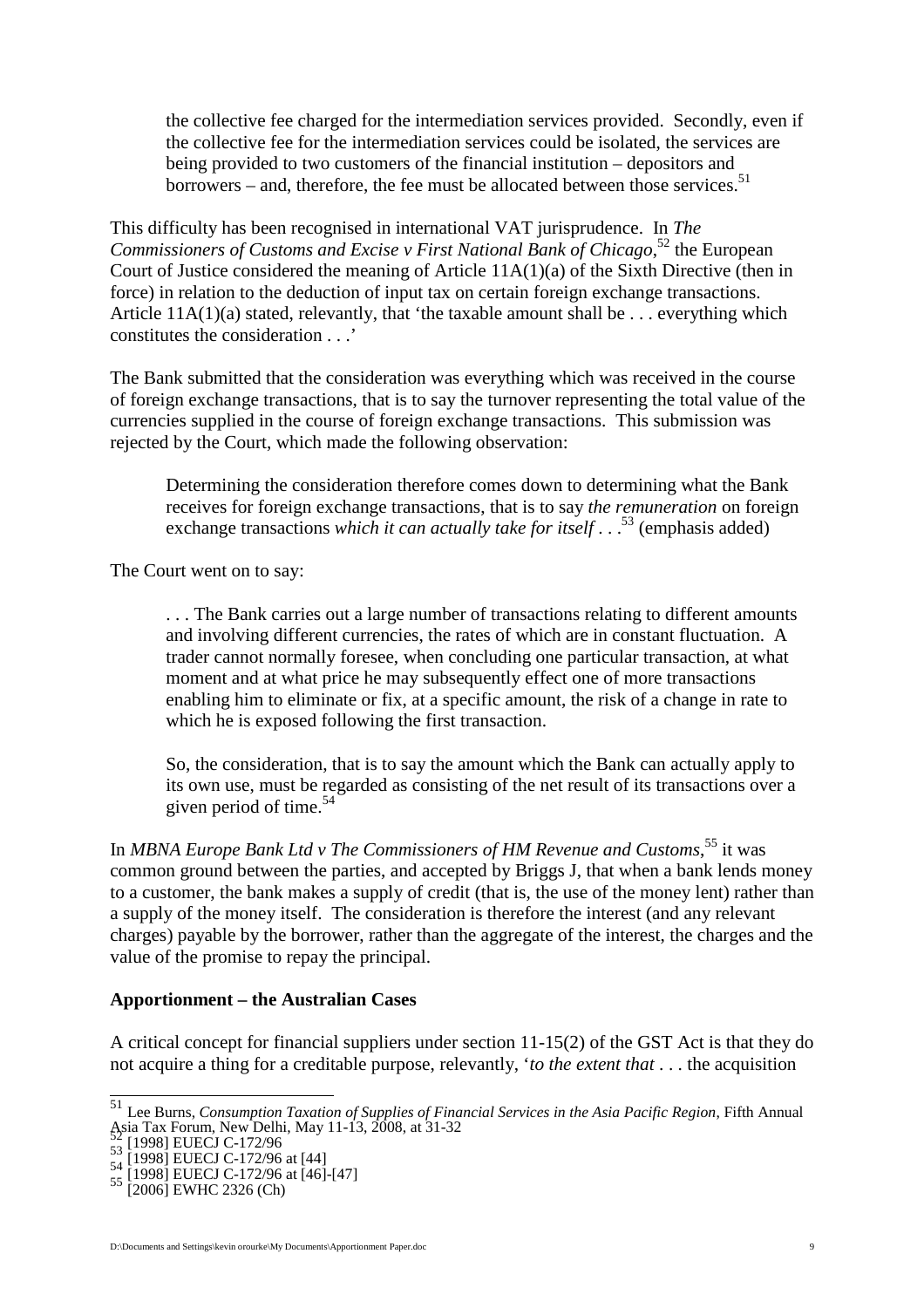the collective fee charged for the intermediation services provided. Secondly, even if the collective fee for the intermediation services could be isolated, the services are being provided to two customers of the financial institution – depositors and borrowers – and, therefore, the fee must be allocated between those services.[51]

This difficulty has been recognised in international VAT jurisprudence. In *The Commissioners of Customs and Excise v First National Bank of Chicago*,[52] the European Court of Justice considered the meaning of Article 11A(1)(a) of the Sixth Directive (then in force) in relation to the deduction of input tax on certain foreign exchange transactions. Article 11A(1)(a) stated, relevantly, that 'the taxable amount shall be . . . everything which constitutes the consideration . . .'

The Bank submitted that the consideration was everything which was received in the course of foreign exchange transactions, that is to say the turnover representing the total value of the currencies supplied in the course of foreign exchange transactions. This submission was rejected by the Court, which made the following observation:

> Determining the consideration therefore comes down to determining what the Bank receives for foreign exchange transactions, that is to say *the remuneration* on foreign exchange transactions *which it can actually take for itself* . . .[53] (emphasis added)

The Court went on to say:

> . . . The Bank carries out a large number of transactions relating to different amounts and involving different currencies, the rates of which are in constant fluctuation. A trader cannot normally foresee, when concluding one particular transaction, at what moment and at what price he may subsequently effect one of more transactions enabling him to eliminate or fix, at a specific amount, the risk of a change in rate to which he is exposed following the first transaction.
>
> So, the consideration, that is to say the amount which the Bank can actually apply to its own use, must be regarded as consisting of the net result of its transactions over a given period of time.[54]

In *MBNA Europe Bank Ltd v The Commissioners of HM Revenue and Customs*,[55] it was common ground between the parties, and accepted by Briggs J, that when a bank lends money to a customer, the bank makes a supply of credit (that is, the use of the money lent) rather than a supply of the money itself. The consideration is therefore the interest (and any relevant charges) payable by the borrower, rather than the aggregate of the interest, the charges and the value of the promise to repay the principal.

## Apportionment – the Australian Cases

A critical concept for financial suppliers under section 11-15(2) of the GST Act is that they do not acquire a thing for a creditable purpose, relevantly, '*to the extent that* . . . the acquisition

---

[51] Lee Burns, *Consumption Taxation of Supplies of Financial Services in the Asia Pacific Region*, Fifth Annual Asia Tax Forum, New Delhi, May 11-13, 2008, at 31-32

[52] [1998] EUECJ C-172/96

[53] [1998] EUECJ C-172/96 at [44]

[54] [1998] EUECJ C-172/96 at [46]-[47]

[55] [2006] EWHC 2326 (Ch)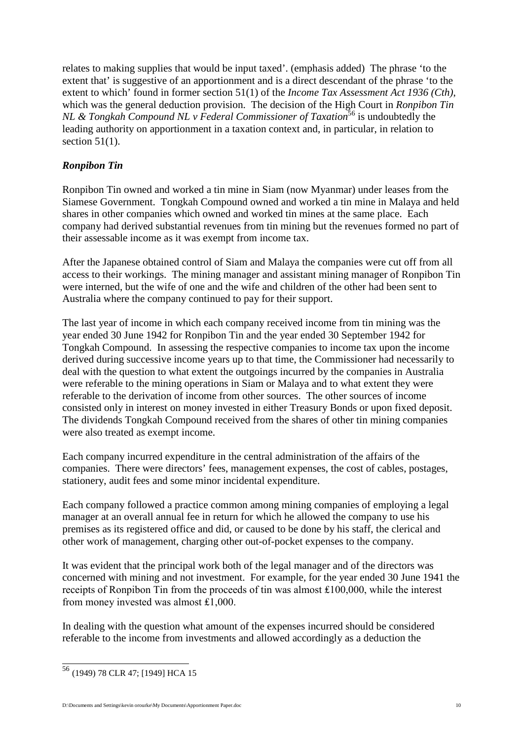relates to making supplies that would be input taxed'. (emphasis added) The phrase 'to the extent that' is suggestive of an apportionment and is a direct descendant of the phrase 'to the extent to which' found in former section 51(1) of the *Income Tax Assessment Act 1936 (Cth)*, which was the general deduction provision. The decision of the High Court in *Ronpibon Tin NL & Tongkah Compound NL v Federal Commissioner of Taxation*[56] is undoubtedly the leading authority on apportionment in a taxation context and, in particular, in relation to section 51(1).

### *Ronpibon Tin*

Ronpibon Tin owned and worked a tin mine in Siam (now Myanmar) under leases from the Siamese Government. Tongkah Compound owned and worked a tin mine in Malaya and held shares in other companies which owned and worked tin mines at the same place. Each company had derived substantial revenues from tin mining but the revenues formed no part of their assessable income as it was exempt from income tax.

After the Japanese obtained control of Siam and Malaya the companies were cut off from all access to their workings. The mining manager and assistant mining manager of Ronpibon Tin were interned, but the wife of one and the wife and children of the other had been sent to Australia where the company continued to pay for their support.

The last year of income in which each company received income from tin mining was the year ended 30 June 1942 for Ronpibon Tin and the year ended 30 September 1942 for Tongkah Compound. In assessing the respective companies to income tax upon the income derived during successive income years up to that time, the Commissioner had necessarily to deal with the question to what extent the outgoings incurred by the companies in Australia were referable to the mining operations in Siam or Malaya and to what extent they were referable to the derivation of income from other sources. The other sources of income consisted only in interest on money invested in either Treasury Bonds or upon fixed deposit. The dividends Tongkah Compound received from the shares of other tin mining companies were also treated as exempt income.

Each company incurred expenditure in the central administration of the affairs of the companies. There were directors' fees, management expenses, the cost of cables, postages, stationery, audit fees and some minor incidental expenditure.

Each company followed a practice common among mining companies of employing a legal manager at an overall annual fee in return for which he allowed the company to use his premises as its registered office and did, or caused to be done by his staff, the clerical and other work of management, charging other out-of-pocket expenses to the company.

It was evident that the principal work both of the legal manager and of the directors was concerned with mining and not investment. For example, for the year ended 30 June 1941 the receipts of Ronpibon Tin from the proceeds of tin was almost ₤100,000, while the interest from money invested was almost ₤1,000.

In dealing with the question what amount of the expenses incurred should be considered referable to the income from investments and allowed accordingly as a deduction the

---

[56] (1949) 78 CLR 47; [1949] HCA 15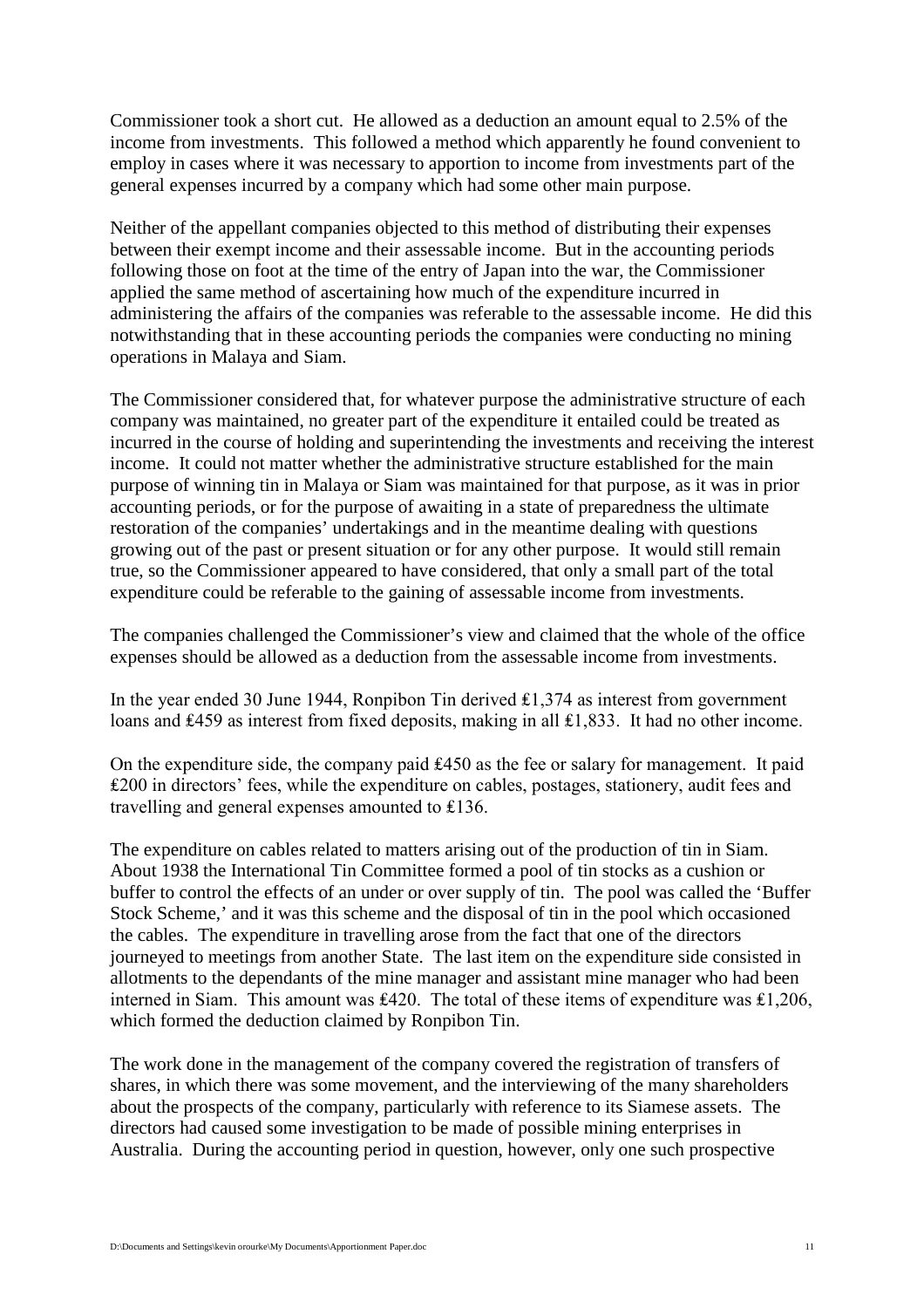Commissioner took a short cut. He allowed as a deduction an amount equal to 2.5% of the income from investments. This followed a method which apparently he found convenient to employ in cases where it was necessary to apportion to income from investments part of the general expenses incurred by a company which had some other main purpose.

Neither of the appellant companies objected to this method of distributing their expenses between their exempt income and their assessable income. But in the accounting periods following those on foot at the time of the entry of Japan into the war, the Commissioner applied the same method of ascertaining how much of the expenditure incurred in administering the affairs of the companies was referable to the assessable income. He did this notwithstanding that in these accounting periods the companies were conducting no mining operations in Malaya and Siam.

The Commissioner considered that, for whatever purpose the administrative structure of each company was maintained, no greater part of the expenditure it entailed could be treated as incurred in the course of holding and superintending the investments and receiving the interest income. It could not matter whether the administrative structure established for the main purpose of winning tin in Malaya or Siam was maintained for that purpose, as it was in prior accounting periods, or for the purpose of awaiting in a state of preparedness the ultimate restoration of the companies' undertakings and in the meantime dealing with questions growing out of the past or present situation or for any other purpose. It would still remain true, so the Commissioner appeared to have considered, that only a small part of the total expenditure could be referable to the gaining of assessable income from investments.

The companies challenged the Commissioner's view and claimed that the whole of the office expenses should be allowed as a deduction from the assessable income from investments.

In the year ended 30 June 1944, Ronpibon Tin derived ₤1,374 as interest from government loans and ₤459 as interest from fixed deposits, making in all ₤1,833. It had no other income.

On the expenditure side, the company paid ₤450 as the fee or salary for management. It paid ₤200 in directors' fees, while the expenditure on cables, postages, stationery, audit fees and travelling and general expenses amounted to ₤136.

The expenditure on cables related to matters arising out of the production of tin in Siam. About 1938 the International Tin Committee formed a pool of tin stocks as a cushion or buffer to control the effects of an under or over supply of tin. The pool was called the 'Buffer Stock Scheme,' and it was this scheme and the disposal of tin in the pool which occasioned the cables. The expenditure in travelling arose from the fact that one of the directors journeyed to meetings from another State. The last item on the expenditure side consisted in allotments to the dependants of the mine manager and assistant mine manager who had been interned in Siam. This amount was ₤420. The total of these items of expenditure was ₤1,206, which formed the deduction claimed by Ronpibon Tin.

The work done in the management of the company covered the registration of transfers of shares, in which there was some movement, and the interviewing of the many shareholders about the prospects of the company, particularly with reference to its Siamese assets. The directors had caused some investigation to be made of possible mining enterprises in Australia. During the accounting period in question, however, only one such prospective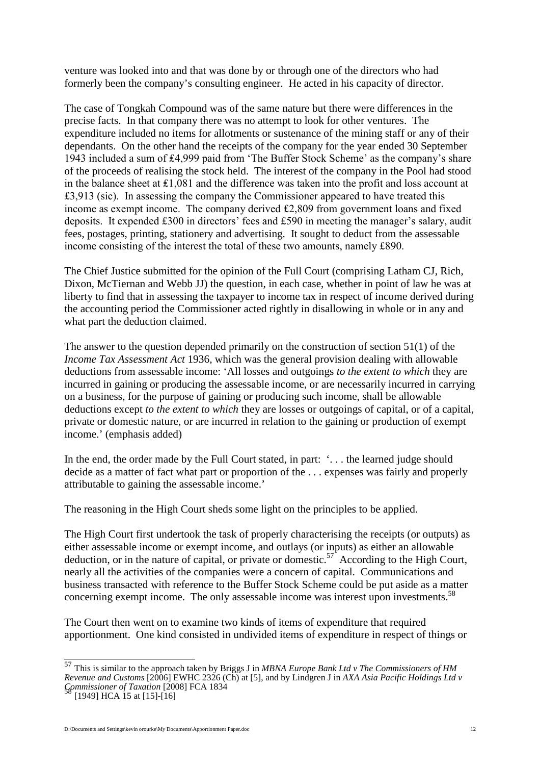venture was looked into and that was done by or through one of the directors who had formerly been the company's consulting engineer. He acted in his capacity of director.

The case of Tongkah Compound was of the same nature but there were differences in the precise facts. In that company there was no attempt to look for other ventures. The expenditure included no items for allotments or sustenance of the mining staff or any of their dependants. On the other hand the receipts of the company for the year ended 30 September 1943 included a sum of ₤4,999 paid from 'The Buffer Stock Scheme' as the company's share of the proceeds of realising the stock held. The interest of the company in the Pool had stood in the balance sheet at ₤1,081 and the difference was taken into the profit and loss account at ₤3,913 (sic). In assessing the company the Commissioner appeared to have treated this income as exempt income. The company derived ₤2,809 from government loans and fixed deposits. It expended ₤300 in directors' fees and ₤590 in meeting the manager's salary, audit fees, postages, printing, stationery and advertising. It sought to deduct from the assessable income consisting of the interest the total of these two amounts, namely ₤890.

The Chief Justice submitted for the opinion of the Full Court (comprising Latham CJ, Rich, Dixon, McTiernan and Webb JJ) the question, in each case, whether in point of law he was at liberty to find that in assessing the taxpayer to income tax in respect of income derived during the accounting period the Commissioner acted rightly in disallowing in whole or in any and what part the deduction claimed.

The answer to the question depended primarily on the construction of section 51(1) of the *Income Tax Assessment Act* 1936, which was the general provision dealing with allowable deductions from assessable income: 'All losses and outgoings *to the extent to which* they are incurred in gaining or producing the assessable income, or are necessarily incurred in carrying on a business, for the purpose of gaining or producing such income, shall be allowable deductions except *to the extent to which* they are losses or outgoings of capital, or of a capital, private or domestic nature, or are incurred in relation to the gaining or production of exempt income.' (emphasis added)

In the end, the order made by the Full Court stated, in part: '. . . the learned judge should decide as a matter of fact what part or proportion of the . . . expenses was fairly and properly attributable to gaining the assessable income.'

The reasoning in the High Court sheds some light on the principles to be applied.

The High Court first undertook the task of properly characterising the receipts (or outputs) as either assessable income or exempt income, and outlays (or inputs) as either an allowable deduction, or in the nature of capital, or private or domestic.[57] According to the High Court, nearly all the activities of the companies were a concern of capital. Communications and business transacted with reference to the Buffer Stock Scheme could be put aside as a matter concerning exempt income. The only assessable income was interest upon investments.[58]

The Court then went on to examine two kinds of items of expenditure that required apportionment. One kind consisted in undivided items of expenditure in respect of things or

---

[57] This is similar to the approach taken by Briggs J in *MBNA Europe Bank Ltd v The Commissioners of HM Revenue and Customs* [2006] EWHC 2326 (Ch) at [5], and by Lindgren J in *AXA Asia Pacific Holdings Ltd v Commissioner of Taxation* [2008] FCA 1834

[58] [1949] HCA 15 at [15]-[16]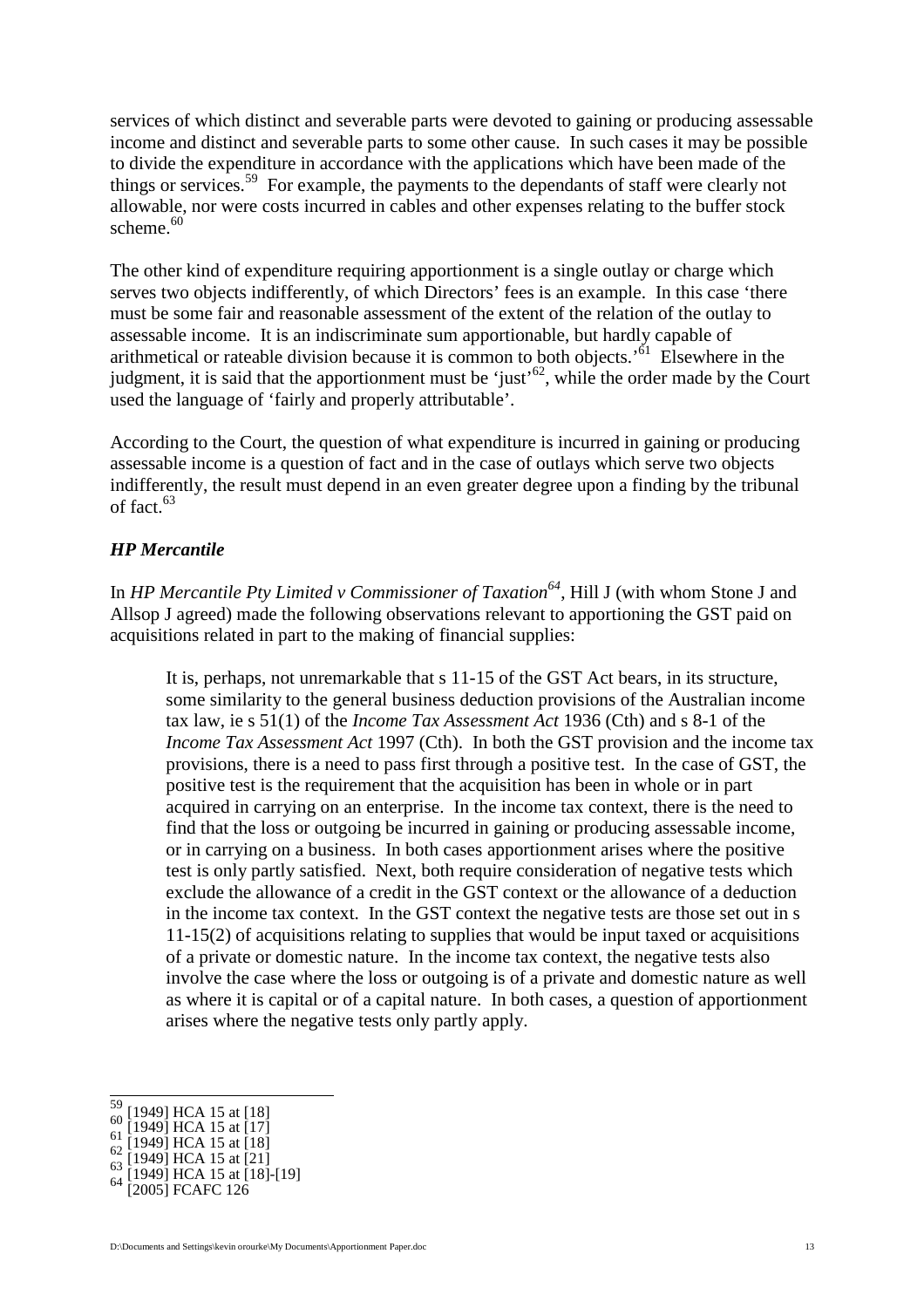services of which distinct and severable parts were devoted to gaining or producing assessable income and distinct and severable parts to some other cause. In such cases it may be possible to divide the expenditure in accordance with the applications which have been made of the things or services.[59] For example, the payments to the dependants of staff were clearly not allowable, nor were costs incurred in cables and other expenses relating to the buffer stock scheme.[60]

The other kind of expenditure requiring apportionment is a single outlay or charge which serves two objects indifferently, of which Directors' fees is an example. In this case 'there must be some fair and reasonable assessment of the extent of the relation of the outlay to assessable income. It is an indiscriminate sum apportionable, but hardly capable of arithmetical or rateable division because it is common to both objects.'[61] Elsewhere in the judgment, it is said that the apportionment must be 'just'[62], while the order made by the Court used the language of 'fairly and properly attributable'.

According to the Court, the question of what expenditure is incurred in gaining or producing assessable income is a question of fact and in the case of outlays which serve two objects indifferently, the result must depend in an even greater degree upon a finding by the tribunal of fact.[63]

### *HP Mercantile*

In *HP Mercantile Pty Limited v Commissioner of Taxation*[64], Hill J (with whom Stone J and Allsop J agreed) made the following observations relevant to apportioning the GST paid on acquisitions related in part to the making of financial supplies:

> It is, perhaps, not unremarkable that s 11-15 of the GST Act bears, in its structure, some similarity to the general business deduction provisions of the Australian income tax law, ie s 51(1) of the *Income Tax Assessment Act* 1936 (Cth) and s 8-1 of the *Income Tax Assessment Act* 1997 (Cth). In both the GST provision and the income tax provisions, there is a need to pass first through a positive test. In the case of GST, the positive test is the requirement that the acquisition has been in whole or in part acquired in carrying on an enterprise. In the income tax context, there is the need to find that the loss or outgoing be incurred in gaining or producing assessable income, or in carrying on a business. In both cases apportionment arises where the positive test is only partly satisfied. Next, both require consideration of negative tests which exclude the allowance of a credit in the GST context or the allowance of a deduction in the income tax context. In the GST context the negative tests are those set out in s 11-15(2) of acquisitions relating to supplies that would be input taxed or acquisitions of a private or domestic nature. In the income tax context, the negative tests also involve the case where the loss or outgoing is of a private and domestic nature as well as where it is capital or of a capital nature. In both cases, a question of apportionment arises where the negative tests only partly apply.

---

[59] [1949] HCA 15 at [18]
[60] [1949] HCA 15 at [17]
[61] [1949] HCA 15 at [18]
[62] [1949] HCA 15 at [21]
[63] [1949] HCA 15 at [18]-[19]
[64] [2005] FCAFC 126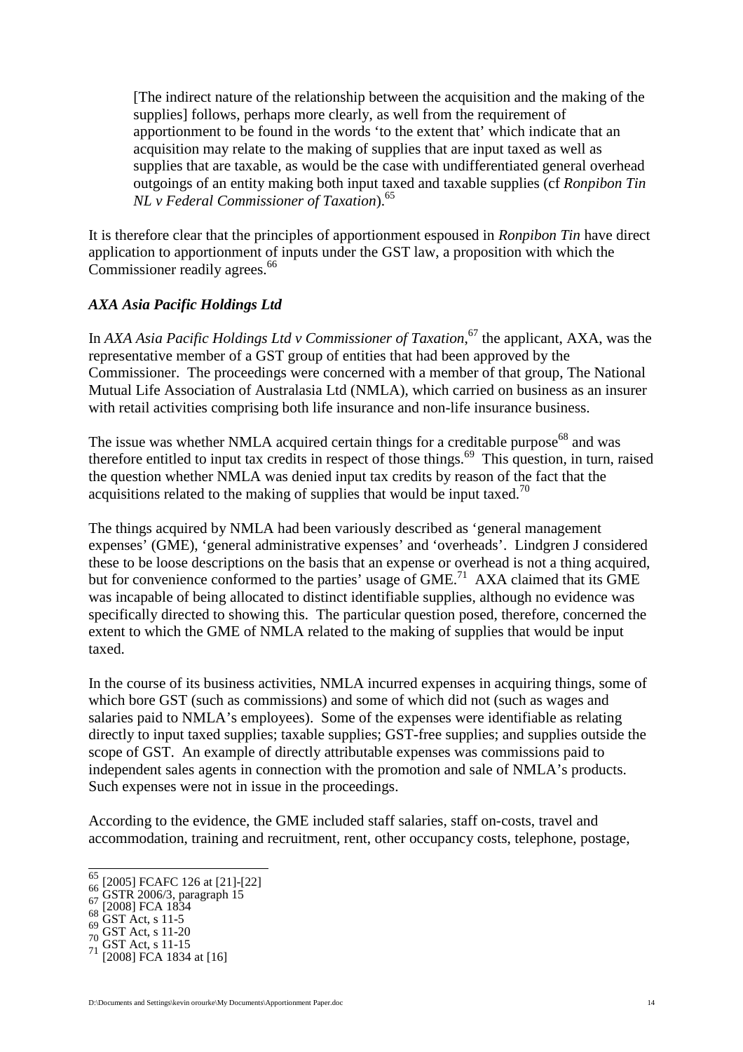> [The indirect nature of the relationship between the acquisition and the making of the supplies] follows, perhaps more clearly, as well from the requirement of apportionment to be found in the words 'to the extent that' which indicate that an acquisition may relate to the making of supplies that are input taxed as well as supplies that are taxable, as would be the case with undifferentiated general overhead outgoings of an entity making both input taxed and taxable supplies (cf *Ronpibon Tin NL v Federal Commissioner of Taxation*).[65]

It is therefore clear that the principles of apportionment espoused in *Ronpibon Tin* have direct application to apportionment of inputs under the GST law, a proposition with which the Commissioner readily agrees.[66]

### *AXA Asia Pacific Holdings Ltd*

In *AXA Asia Pacific Holdings Ltd v Commissioner of Taxation*,[67] the applicant, AXA, was the representative member of a GST group of entities that had been approved by the Commissioner. The proceedings were concerned with a member of that group, The National Mutual Life Association of Australasia Ltd (NMLA), which carried on business as an insurer with retail activities comprising both life insurance and non-life insurance business.

The issue was whether NMLA acquired certain things for a creditable purpose[68] and was therefore entitled to input tax credits in respect of those things.[69] This question, in turn, raised the question whether NMLA was denied input tax credits by reason of the fact that the acquisitions related to the making of supplies that would be input taxed.[70]

The things acquired by NMLA had been variously described as 'general management expenses' (GME), 'general administrative expenses' and 'overheads'. Lindgren J considered these to be loose descriptions on the basis that an expense or overhead is not a thing acquired, but for convenience conformed to the parties' usage of GME.[71] AXA claimed that its GME was incapable of being allocated to distinct identifiable supplies, although no evidence was specifically directed to showing this. The particular question posed, therefore, concerned the extent to which the GME of NMLA related to the making of supplies that would be input taxed.

In the course of its business activities, NMLA incurred expenses in acquiring things, some of which bore GST (such as commissions) and some of which did not (such as wages and salaries paid to NMLA's employees). Some of the expenses were identifiable as relating directly to input taxed supplies; taxable supplies; GST-free supplies; and supplies outside the scope of GST. An example of directly attributable expenses was commissions paid to independent sales agents in connection with the promotion and sale of NMLA's products. Such expenses were not in issue in the proceedings.

According to the evidence, the GME included staff salaries, staff on-costs, travel and accommodation, training and recruitment, rent, other occupancy costs, telephone, postage,

---

[65] [2005] FCAFC 126 at [21]-[22]
[66] GSTR 2006/3, paragraph 15
[67] [2008] FCA 1834
[68] GST Act, s 11-5
[69] GST Act, s 11-20
[70] GST Act, s 11-15
[71] [2008] FCA 1834 at [16]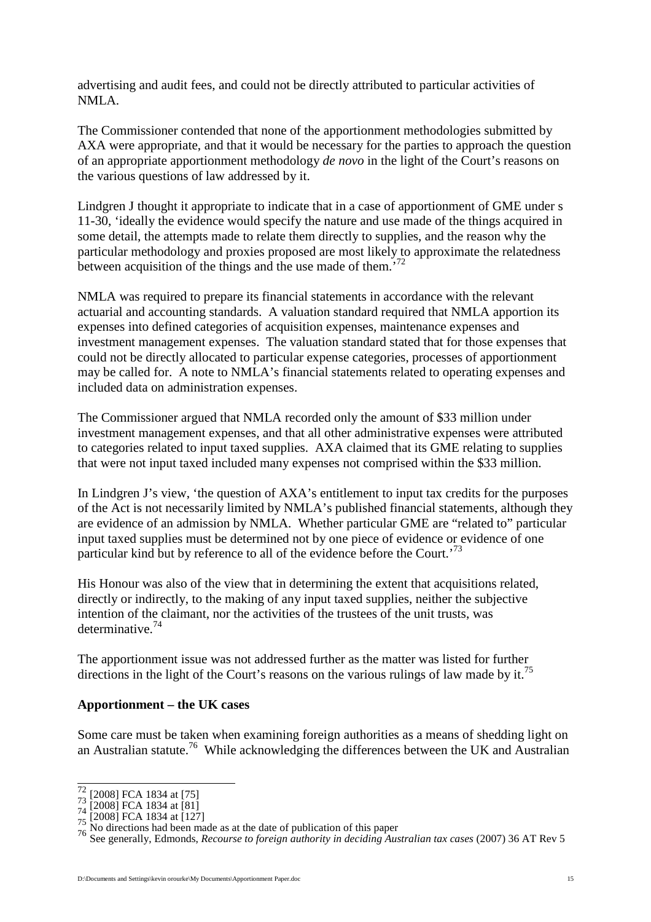advertising and audit fees, and could not be directly attributed to particular activities of NMLA.

The Commissioner contended that none of the apportionment methodologies submitted by AXA were appropriate, and that it would be necessary for the parties to approach the question of an appropriate apportionment methodology *de novo* in the light of the Court's reasons on the various questions of law addressed by it.

Lindgren J thought it appropriate to indicate that in a case of apportionment of GME under s 11-30, 'ideally the evidence would specify the nature and use made of the things acquired in some detail, the attempts made to relate them directly to supplies, and the reason why the particular methodology and proxies proposed are most likely to approximate the relatedness between acquisition of the things and the use made of them.'[72]

NMLA was required to prepare its financial statements in accordance with the relevant actuarial and accounting standards. A valuation standard required that NMLA apportion its expenses into defined categories of acquisition expenses, maintenance expenses and investment management expenses. The valuation standard stated that for those expenses that could not be directly allocated to particular expense categories, processes of apportionment may be called for. A note to NMLA's financial statements related to operating expenses and included data on administration expenses.

The Commissioner argued that NMLA recorded only the amount of $33 million under investment management expenses, and that all other administrative expenses were attributed to categories related to input taxed supplies. AXA claimed that its GME relating to supplies that were not input taxed included many expenses not comprised within the $33 million.

In Lindgren J's view, 'the question of AXA's entitlement to input tax credits for the purposes of the Act is not necessarily limited by NMLA's published financial statements, although they are evidence of an admission by NMLA. Whether particular GME are "related to" particular input taxed supplies must be determined not by one piece of evidence or evidence of one particular kind but by reference to all of the evidence before the Court.'[73]

His Honour was also of the view that in determining the extent that acquisitions related, directly or indirectly, to the making of any input taxed supplies, neither the subjective intention of the claimant, nor the activities of the trustees of the unit trusts, was determinative.[74]

The apportionment issue was not addressed further as the matter was listed for further directions in the light of the Court's reasons on the various rulings of law made by it.[75]

**Apportionment – the UK cases**

Some care must be taken when examining foreign authorities as a means of shedding light on an Australian statute.[76] While acknowledging the differences between the UK and Australian

---

[72] [2008] FCA 1834 at [75]
[73] [2008] FCA 1834 at [81]
[74] [2008] FCA 1834 at [127]
[75] No directions had been made as at the date of publication of this paper
[76] See generally, Edmonds, *Recourse to foreign authority in deciding Australian tax cases* (2007) 36 AT Rev 5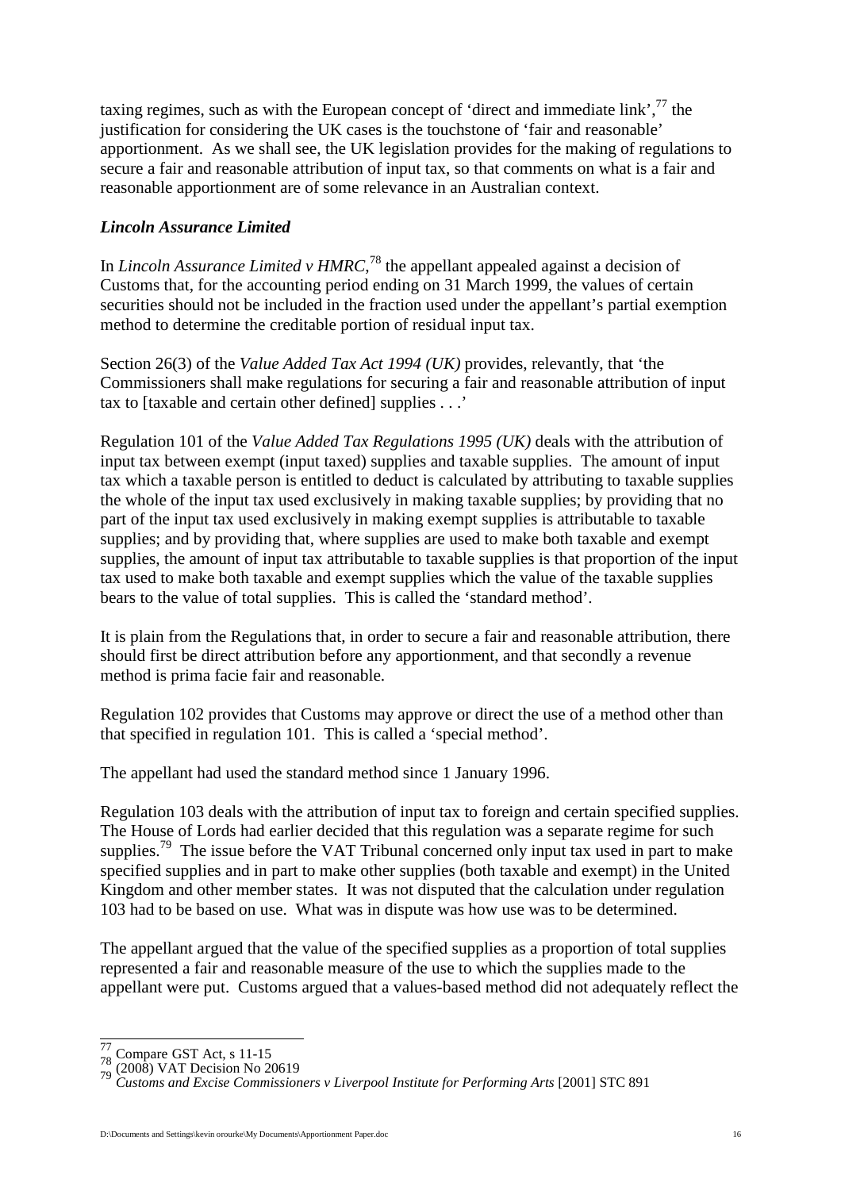taxing regimes, such as with the European concept of 'direct and immediate link',[77] the justification for considering the UK cases is the touchstone of 'fair and reasonable' apportionment. As we shall see, the UK legislation provides for the making of regulations to secure a fair and reasonable attribution of input tax, so that comments on what is a fair and reasonable apportionment are of some relevance in an Australian context.

### *Lincoln Assurance Limited*

In *Lincoln Assurance Limited v HMRC*,[78] the appellant appealed against a decision of Customs that, for the accounting period ending on 31 March 1999, the values of certain securities should not be included in the fraction used under the appellant's partial exemption method to determine the creditable portion of residual input tax.

Section 26(3) of the *Value Added Tax Act 1994 (UK)* provides, relevantly, that 'the Commissioners shall make regulations for securing a fair and reasonable attribution of input tax to [taxable and certain other defined] supplies . . .'

Regulation 101 of the *Value Added Tax Regulations 1995 (UK)* deals with the attribution of input tax between exempt (input taxed) supplies and taxable supplies. The amount of input tax which a taxable person is entitled to deduct is calculated by attributing to taxable supplies the whole of the input tax used exclusively in making taxable supplies; by providing that no part of the input tax used exclusively in making exempt supplies is attributable to taxable supplies; and by providing that, where supplies are used to make both taxable and exempt supplies, the amount of input tax attributable to taxable supplies is that proportion of the input tax used to make both taxable and exempt supplies which the value of the taxable supplies bears to the value of total supplies. This is called the 'standard method'.

It is plain from the Regulations that, in order to secure a fair and reasonable attribution, there should first be direct attribution before any apportionment, and that secondly a revenue method is prima facie fair and reasonable.

Regulation 102 provides that Customs may approve or direct the use of a method other than that specified in regulation 101. This is called a 'special method'.

The appellant had used the standard method since 1 January 1996.

Regulation 103 deals with the attribution of input tax to foreign and certain specified supplies. The House of Lords had earlier decided that this regulation was a separate regime for such supplies.[79] The issue before the VAT Tribunal concerned only input tax used in part to make specified supplies and in part to make other supplies (both taxable and exempt) in the United Kingdom and other member states. It was not disputed that the calculation under regulation 103 had to be based on use. What was in dispute was how use was to be determined.

The appellant argued that the value of the specified supplies as a proportion of total supplies represented a fair and reasonable measure of the use to which the supplies made to the appellant were put. Customs argued that a values-based method did not adequately reflect the

---

[77] Compare GST Act, s 11-15

[78] (2008) VAT Decision No 20619

[79] *Customs and Excise Commissioners v Liverpool Institute for Performing Arts* [2001] STC 891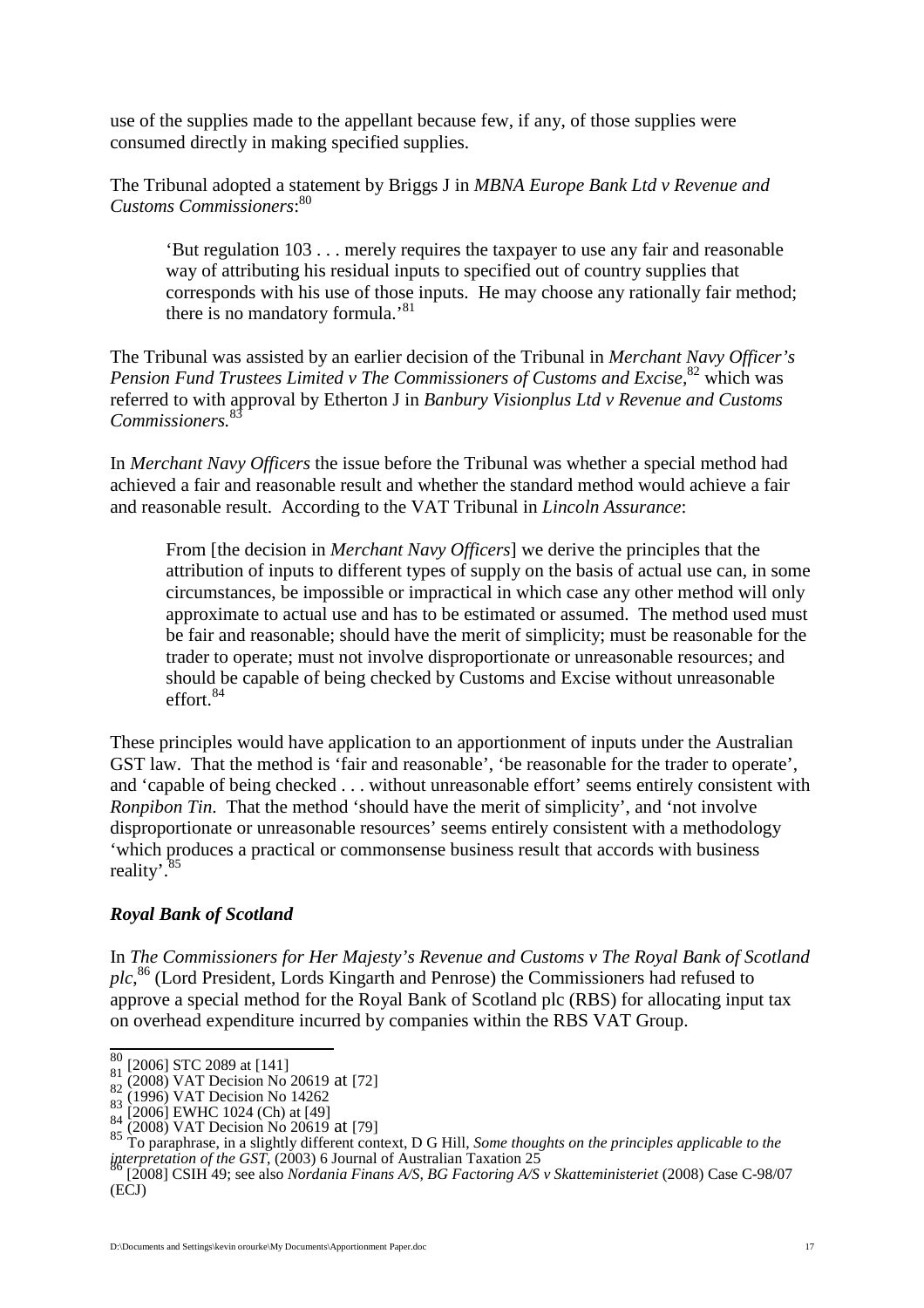use of the supplies made to the appellant because few, if any, of those supplies were consumed directly in making specified supplies.

The Tribunal adopted a statement by Briggs J in *MBNA Europe Bank Ltd v Revenue and Customs Commissioners*:[80]

> 'But regulation 103 . . . merely requires the taxpayer to use any fair and reasonable way of attributing his residual inputs to specified out of country supplies that corresponds with his use of those inputs. He may choose any rationally fair method; there is no mandatory formula.'[81]

The Tribunal was assisted by an earlier decision of the Tribunal in *Merchant Navy Officer's Pension Fund Trustees Limited v The Commissioners of Customs and Excise*,[82] which was referred to with approval by Etherton J in *Banbury Visionplus Ltd v Revenue and Customs Commissioners.*[83]

In *Merchant Navy Officers* the issue before the Tribunal was whether a special method had achieved a fair and reasonable result and whether the standard method would achieve a fair and reasonable result. According to the VAT Tribunal in *Lincoln Assurance*:

> From [the decision in *Merchant Navy Officers*] we derive the principles that the attribution of inputs to different types of supply on the basis of actual use can, in some circumstances, be impossible or impractical in which case any other method will only approximate to actual use and has to be estimated or assumed. The method used must be fair and reasonable; should have the merit of simplicity; must be reasonable for the trader to operate; must not involve disproportionate or unreasonable resources; and should be capable of being checked by Customs and Excise without unreasonable effort.[84]

These principles would have application to an apportionment of inputs under the Australian GST law. That the method is 'fair and reasonable', 'be reasonable for the trader to operate', and 'capable of being checked . . . without unreasonable effort' seems entirely consistent with *Ronpibon Tin*. That the method 'should have the merit of simplicity', and 'not involve disproportionate or unreasonable resources' seems entirely consistent with a methodology 'which produces a practical or commonsense business result that accords with business reality'.[85]

### *Royal Bank of Scotland*

In *The Commissioners for Her Majesty's Revenue and Customs v The Royal Bank of Scotland plc*,[86] (Lord President, Lords Kingarth and Penrose) the Commissioners had refused to approve a special method for the Royal Bank of Scotland plc (RBS) for allocating input tax on overhead expenditure incurred by companies within the RBS VAT Group.

---

[80] [2006] STC 2089 at [141]
[81] (2008) VAT Decision No 20619 at [72]
[82] (1996) VAT Decision No 14262
[83] [2006] EWHC 1024 (Ch) at [49]
[84] (2008) VAT Decision No 20619 at [79]
[85] To paraphrase, in a slightly different context, D G Hill, *Some thoughts on the principles applicable to the interpretation of the GST*, (2003) 6 Journal of Australian Taxation 25
[86] [2008] CSIH 49; see also *Nordania Finans A/S, BG Factoring A/S v Skatteministeriet* (2008) Case C-98/07 (ECJ)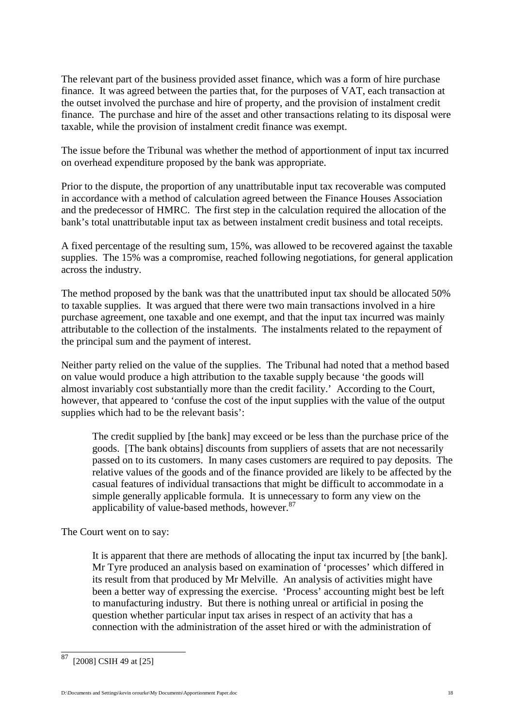The relevant part of the business provided asset finance, which was a form of hire purchase finance. It was agreed between the parties that, for the purposes of VAT, each transaction at the outset involved the purchase and hire of property, and the provision of instalment credit finance. The purchase and hire of the asset and other transactions relating to its disposal were taxable, while the provision of instalment credit finance was exempt.

The issue before the Tribunal was whether the method of apportionment of input tax incurred on overhead expenditure proposed by the bank was appropriate.

Prior to the dispute, the proportion of any unattributable input tax recoverable was computed in accordance with a method of calculation agreed between the Finance Houses Association and the predecessor of HMRC. The first step in the calculation required the allocation of the bank's total unattributable input tax as between instalment credit business and total receipts.

A fixed percentage of the resulting sum, 15%, was allowed to be recovered against the taxable supplies. The 15% was a compromise, reached following negotiations, for general application across the industry.

The method proposed by the bank was that the unattributed input tax should be allocated 50% to taxable supplies. It was argued that there were two main transactions involved in a hire purchase agreement, one taxable and one exempt, and that the input tax incurred was mainly attributable to the collection of the instalments. The instalments related to the repayment of the principal sum and the payment of interest.

Neither party relied on the value of the supplies. The Tribunal had noted that a method based on value would produce a high attribution to the taxable supply because 'the goods will almost invariably cost substantially more than the credit facility.' According to the Court, however, that appeared to 'confuse the cost of the input supplies with the value of the output supplies which had to be the relevant basis':

> The credit supplied by [the bank] may exceed or be less than the purchase price of the goods. [The bank obtains] discounts from suppliers of assets that are not necessarily passed on to its customers. In many cases customers are required to pay deposits. The relative values of the goods and of the finance provided are likely to be affected by the casual features of individual transactions that might be difficult to accommodate in a simple generally applicable formula. It is unnecessary to form any view on the applicability of value-based methods, however.[87]

The Court went on to say:

> It is apparent that there are methods of allocating the input tax incurred by [the bank]. Mr Tyre produced an analysis based on examination of 'processes' which differed in its result from that produced by Mr Melville. An analysis of activities might have been a better way of expressing the exercise. 'Process' accounting might best be left to manufacturing industry. But there is nothing unreal or artificial in posing the question whether particular input tax arises in respect of an activity that has a connection with the administration of the asset hired or with the administration of

---

[87] [2008] CSIH 49 at [25]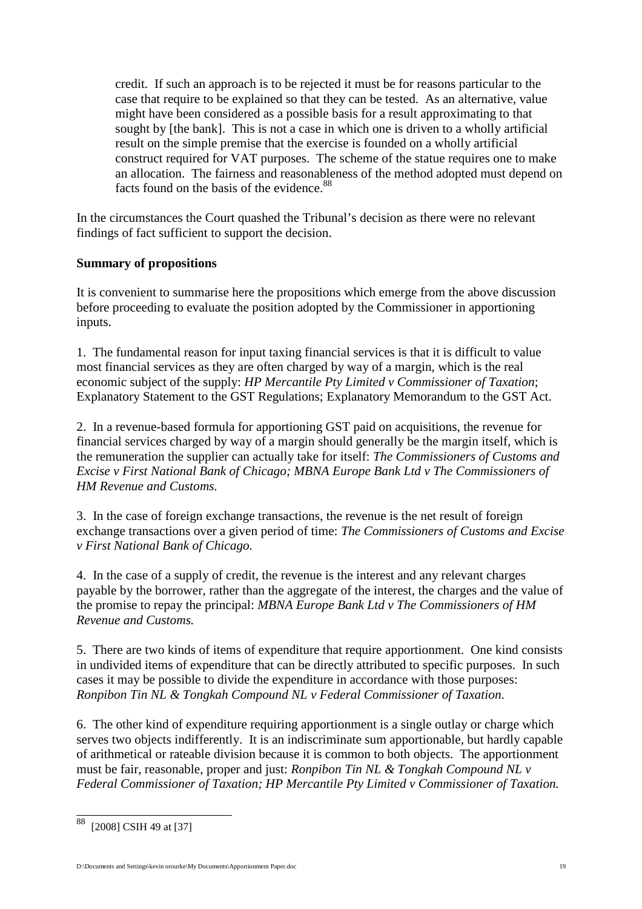> credit. If such an approach is to be rejected it must be for reasons particular to the case that require to be explained so that they can be tested. As an alternative, value might have been considered as a possible basis for a result approximating to that sought by [the bank]. This is not a case in which one is driven to a wholly artificial result on the simple premise that the exercise is founded on a wholly artificial construct required for VAT purposes. The scheme of the statue requires one to make an allocation. The fairness and reasonableness of the method adopted must depend on facts found on the basis of the evidence.[88]

In the circumstances the Court quashed the Tribunal's decision as there were no relevant findings of fact sufficient to support the decision.

**Summary of propositions**

It is convenient to summarise here the propositions which emerge from the above discussion before proceeding to evaluate the position adopted by the Commissioner in apportioning inputs.

1. The fundamental reason for input taxing financial services is that it is difficult to value most financial services as they are often charged by way of a margin, which is the real economic subject of the supply: *HP Mercantile Pty Limited v Commissioner of Taxation*; Explanatory Statement to the GST Regulations; Explanatory Memorandum to the GST Act.

2. In a revenue-based formula for apportioning GST paid on acquisitions, the revenue for financial services charged by way of a margin should generally be the margin itself, which is the remuneration the supplier can actually take for itself: *The Commissioners of Customs and Excise v First National Bank of Chicago; MBNA Europe Bank Ltd v The Commissioners of HM Revenue and Customs.*

3. In the case of foreign exchange transactions, the revenue is the net result of foreign exchange transactions over a given period of time: *The Commissioners of Customs and Excise v First National Bank of Chicago.*

4. In the case of a supply of credit, the revenue is the interest and any relevant charges payable by the borrower, rather than the aggregate of the interest, the charges and the value of the promise to repay the principal: *MBNA Europe Bank Ltd v The Commissioners of HM Revenue and Customs.*

5. There are two kinds of items of expenditure that require apportionment. One kind consists in undivided items of expenditure that can be directly attributed to specific purposes. In such cases it may be possible to divide the expenditure in accordance with those purposes: *Ronpibon Tin NL & Tongkah Compound NL v Federal Commissioner of Taxation*.

6. The other kind of expenditure requiring apportionment is a single outlay or charge which serves two objects indifferently. It is an indiscriminate sum apportionable, but hardly capable of arithmetical or rateable division because it is common to both objects. The apportionment must be fair, reasonable, proper and just: *Ronpibon Tin NL & Tongkah Compound NL v Federal Commissioner of Taxation; HP Mercantile Pty Limited v Commissioner of Taxation.*

---

[88] [2008] CSIH 49 at [37]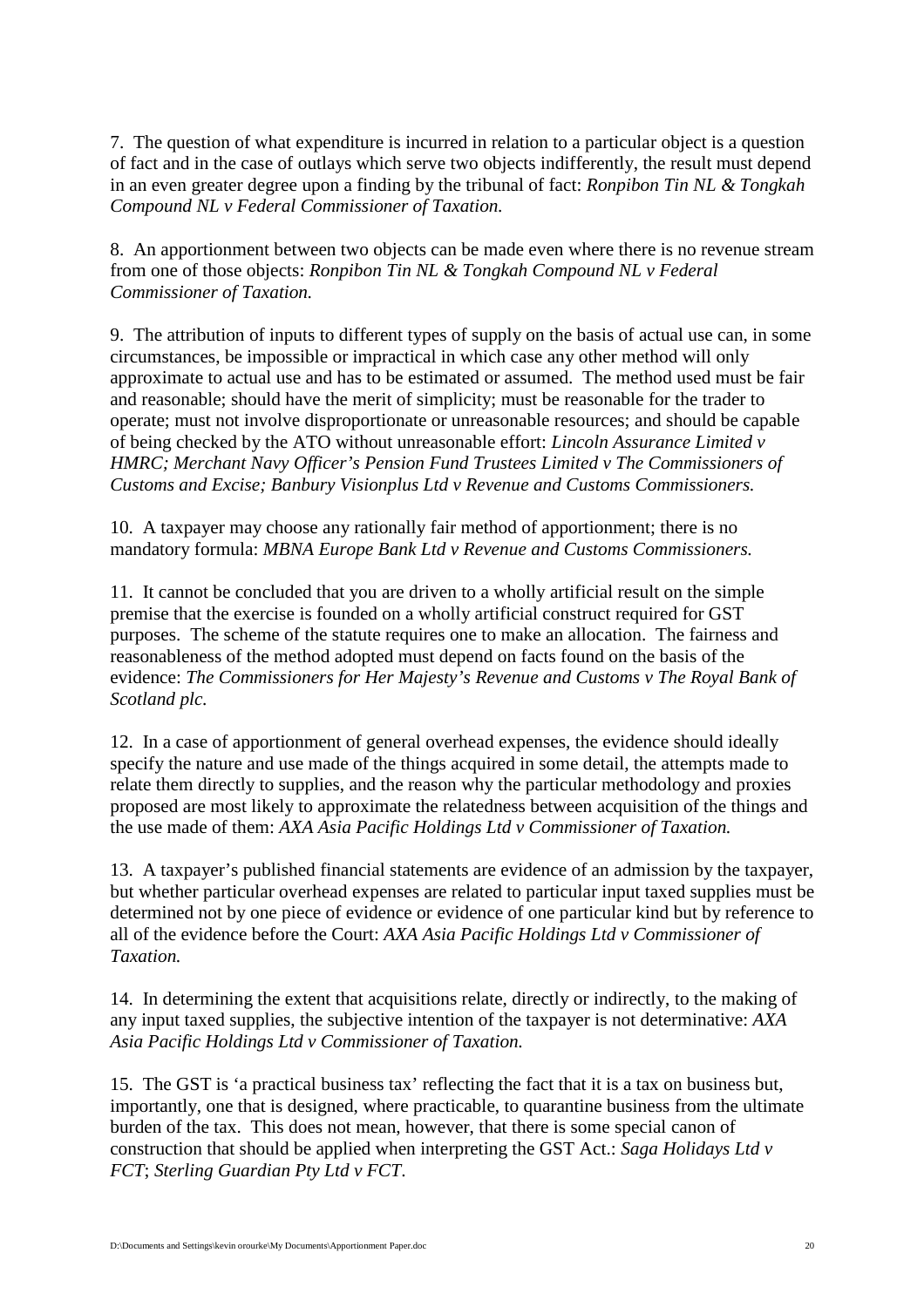7. The question of what expenditure is incurred in relation to a particular object is a question of fact and in the case of outlays which serve two objects indifferently, the result must depend in an even greater degree upon a finding by the tribunal of fact: *Ronpibon Tin NL & Tongkah Compound NL v Federal Commissioner of Taxation.*

8. An apportionment between two objects can be made even where there is no revenue stream from one of those objects: *Ronpibon Tin NL & Tongkah Compound NL v Federal Commissioner of Taxation.*

9. The attribution of inputs to different types of supply on the basis of actual use can, in some circumstances, be impossible or impractical in which case any other method will only approximate to actual use and has to be estimated or assumed. The method used must be fair and reasonable; should have the merit of simplicity; must be reasonable for the trader to operate; must not involve disproportionate or unreasonable resources; and should be capable of being checked by the ATO without unreasonable effort: *Lincoln Assurance Limited v HMRC; Merchant Navy Officer's Pension Fund Trustees Limited v The Commissioners of Customs and Excise; Banbury Visionplus Ltd v Revenue and Customs Commissioners.*

10. A taxpayer may choose any rationally fair method of apportionment; there is no mandatory formula: *MBNA Europe Bank Ltd v Revenue and Customs Commissioners.*

11. It cannot be concluded that you are driven to a wholly artificial result on the simple premise that the exercise is founded on a wholly artificial construct required for GST purposes. The scheme of the statute requires one to make an allocation. The fairness and reasonableness of the method adopted must depend on facts found on the basis of the evidence: *The Commissioners for Her Majesty's Revenue and Customs v The Royal Bank of Scotland plc.*

12. In a case of apportionment of general overhead expenses, the evidence should ideally specify the nature and use made of the things acquired in some detail, the attempts made to relate them directly to supplies, and the reason why the particular methodology and proxies proposed are most likely to approximate the relatedness between acquisition of the things and the use made of them: *AXA Asia Pacific Holdings Ltd v Commissioner of Taxation.*

13. A taxpayer's published financial statements are evidence of an admission by the taxpayer, but whether particular overhead expenses are related to particular input taxed supplies must be determined not by one piece of evidence or evidence of one particular kind but by reference to all of the evidence before the Court: *AXA Asia Pacific Holdings Ltd v Commissioner of Taxation.*

14. In determining the extent that acquisitions relate, directly or indirectly, to the making of any input taxed supplies, the subjective intention of the taxpayer is not determinative: *AXA Asia Pacific Holdings Ltd v Commissioner of Taxation.*

15. The GST is 'a practical business tax' reflecting the fact that it is a tax on business but, importantly, one that is designed, where practicable, to quarantine business from the ultimate burden of the tax. This does not mean, however, that there is some special canon of construction that should be applied when interpreting the GST Act.: *Saga Holidays Ltd v FCT*; *Sterling Guardian Pty Ltd v FCT*.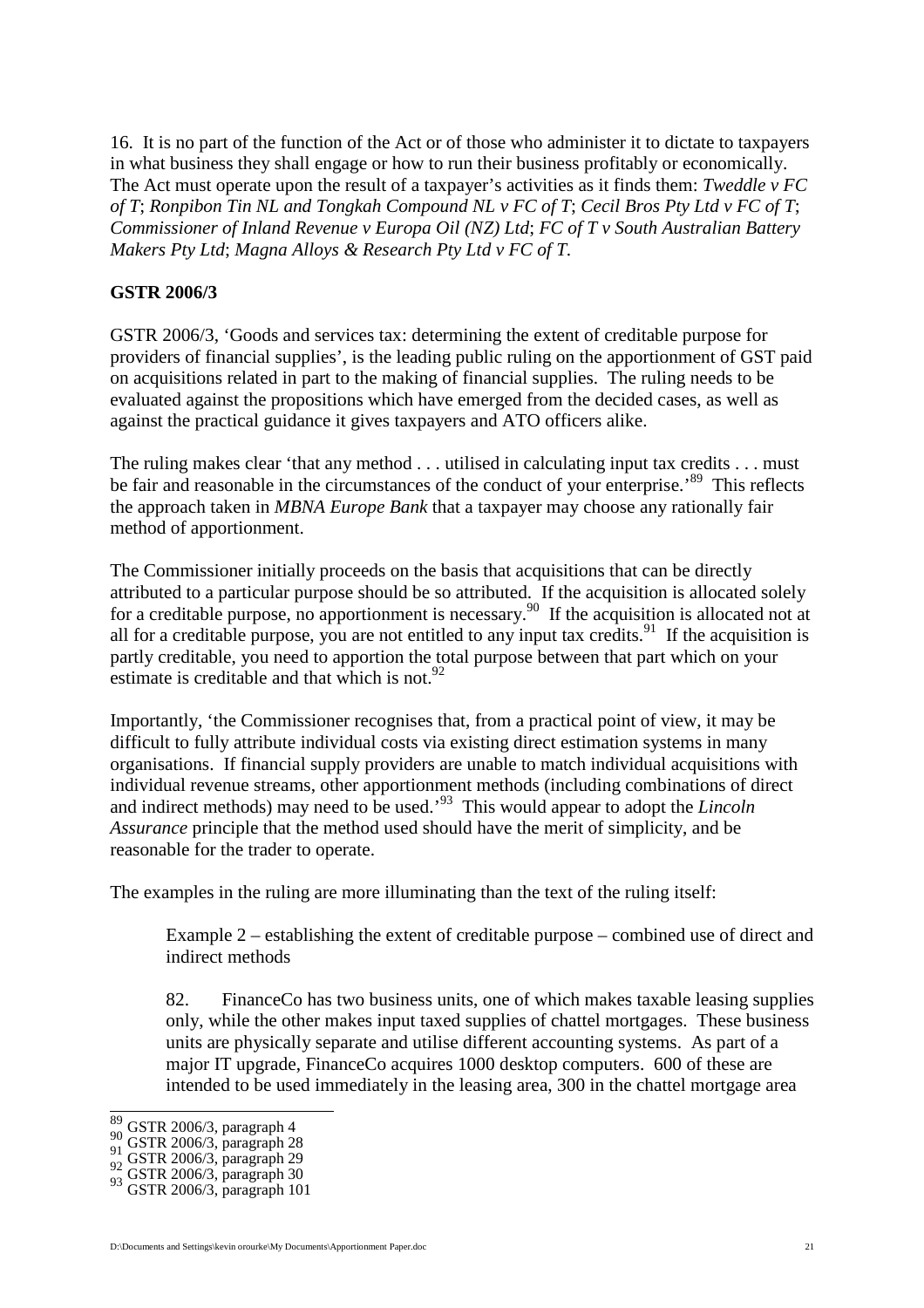16. It is no part of the function of the Act or of those who administer it to dictate to taxpayers in what business they shall engage or how to run their business profitably or economically. The Act must operate upon the result of a taxpayer's activities as it finds them: *Tweddle v FC of T*; *Ronpibon Tin NL and Tongkah Compound NL v FC of T*; *Cecil Bros Pty Ltd v FC of T*; *Commissioner of Inland Revenue v Europa Oil (NZ) Ltd*; *FC of T v South Australian Battery Makers Pty Ltd*; *Magna Alloys & Research Pty Ltd v FC of T*.

**GSTR 2006/3**

GSTR 2006/3, 'Goods and services tax: determining the extent of creditable purpose for providers of financial supplies', is the leading public ruling on the apportionment of GST paid on acquisitions related in part to the making of financial supplies. The ruling needs to be evaluated against the propositions which have emerged from the decided cases, as well as against the practical guidance it gives taxpayers and ATO officers alike.

The ruling makes clear 'that any method . . . utilised in calculating input tax credits . . . must be fair and reasonable in the circumstances of the conduct of your enterprise.'[89] This reflects the approach taken in *MBNA Europe Bank* that a taxpayer may choose any rationally fair method of apportionment.

The Commissioner initially proceeds on the basis that acquisitions that can be directly attributed to a particular purpose should be so attributed. If the acquisition is allocated solely for a creditable purpose, no apportionment is necessary.[90] If the acquisition is allocated not at all for a creditable purpose, you are not entitled to any input tax credits.[91] If the acquisition is partly creditable, you need to apportion the total purpose between that part which on your estimate is creditable and that which is not.[92]

Importantly, 'the Commissioner recognises that, from a practical point of view, it may be difficult to fully attribute individual costs via existing direct estimation systems in many organisations. If financial supply providers are unable to match individual acquisitions with individual revenue streams, other apportionment methods (including combinations of direct and indirect methods) may need to be used.'[93] This would appear to adopt the *Lincoln Assurance* principle that the method used should have the merit of simplicity, and be reasonable for the trader to operate.

The examples in the ruling are more illuminating than the text of the ruling itself:

> Example 2 – establishing the extent of creditable purpose – combined use of direct and indirect methods
>
> 82. FinanceCo has two business units, one of which makes taxable leasing supplies only, while the other makes input taxed supplies of chattel mortgages. These business units are physically separate and utilise different accounting systems. As part of a major IT upgrade, FinanceCo acquires 1000 desktop computers. 600 of these are intended to be used immediately in the leasing area, 300 in the chattel mortgage area

---

[89] GSTR 2006/3, paragraph 4
[90] GSTR 2006/3, paragraph 28
[91] GSTR 2006/3, paragraph 29
[92] GSTR 2006/3, paragraph 30
[93] GSTR 2006/3, paragraph 101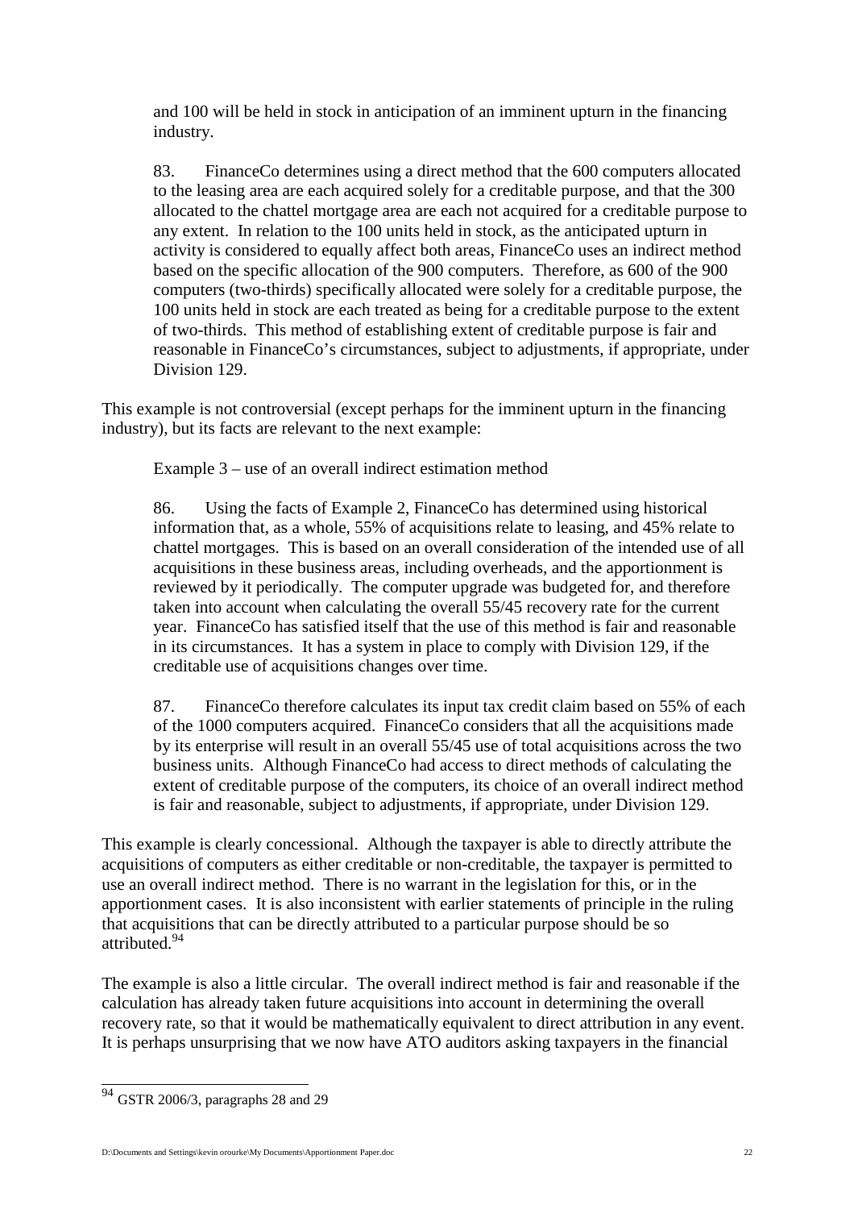> and 100 will be held in stock in anticipation of an imminent upturn in the financing industry.
>
> 83. FinanceCo determines using a direct method that the 600 computers allocated to the leasing area are each acquired solely for a creditable purpose, and that the 300 allocated to the chattel mortgage area are each not acquired for a creditable purpose to any extent. In relation to the 100 units held in stock, as the anticipated upturn in activity is considered to equally affect both areas, FinanceCo uses an indirect method based on the specific allocation of the 900 computers. Therefore, as 600 of the 900 computers (two-thirds) specifically allocated were solely for a creditable purpose, the 100 units held in stock are each treated as being for a creditable purpose to the extent of two-thirds. This method of establishing extent of creditable purpose is fair and reasonable in FinanceCo's circumstances, subject to adjustments, if appropriate, under Division 129.

This example is not controversial (except perhaps for the imminent upturn in the financing industry), but its facts are relevant to the next example:

> Example 3 – use of an overall indirect estimation method
>
> 86. Using the facts of Example 2, FinanceCo has determined using historical information that, as a whole, 55% of acquisitions relate to leasing, and 45% relate to chattel mortgages. This is based on an overall consideration of the intended use of all acquisitions in these business areas, including overheads, and the apportionment is reviewed by it periodically. The computer upgrade was budgeted for, and therefore taken into account when calculating the overall 55/45 recovery rate for the current year. FinanceCo has satisfied itself that the use of this method is fair and reasonable in its circumstances. It has a system in place to comply with Division 129, if the creditable use of acquisitions changes over time.
>
> 87. FinanceCo therefore calculates its input tax credit claim based on 55% of each of the 1000 computers acquired. FinanceCo considers that all the acquisitions made by its enterprise will result in an overall 55/45 use of total acquisitions across the two business units. Although FinanceCo had access to direct methods of calculating the extent of creditable purpose of the computers, its choice of an overall indirect method is fair and reasonable, subject to adjustments, if appropriate, under Division 129.

This example is clearly concessional. Although the taxpayer is able to directly attribute the acquisitions of computers as either creditable or non-creditable, the taxpayer is permitted to use an overall indirect method. There is no warrant in the legislation for this, or in the apportionment cases. It is also inconsistent with earlier statements of principle in the ruling that acquisitions that can be directly attributed to a particular purpose should be so attributed.[94]

The example is also a little circular. The overall indirect method is fair and reasonable if the calculation has already taken future acquisitions into account in determining the overall recovery rate, so that it would be mathematically equivalent to direct attribution in any event. It is perhaps unsurprising that we now have ATO auditors asking taxpayers in the financial

---

[94] GSTR 2006/3, paragraphs 28 and 29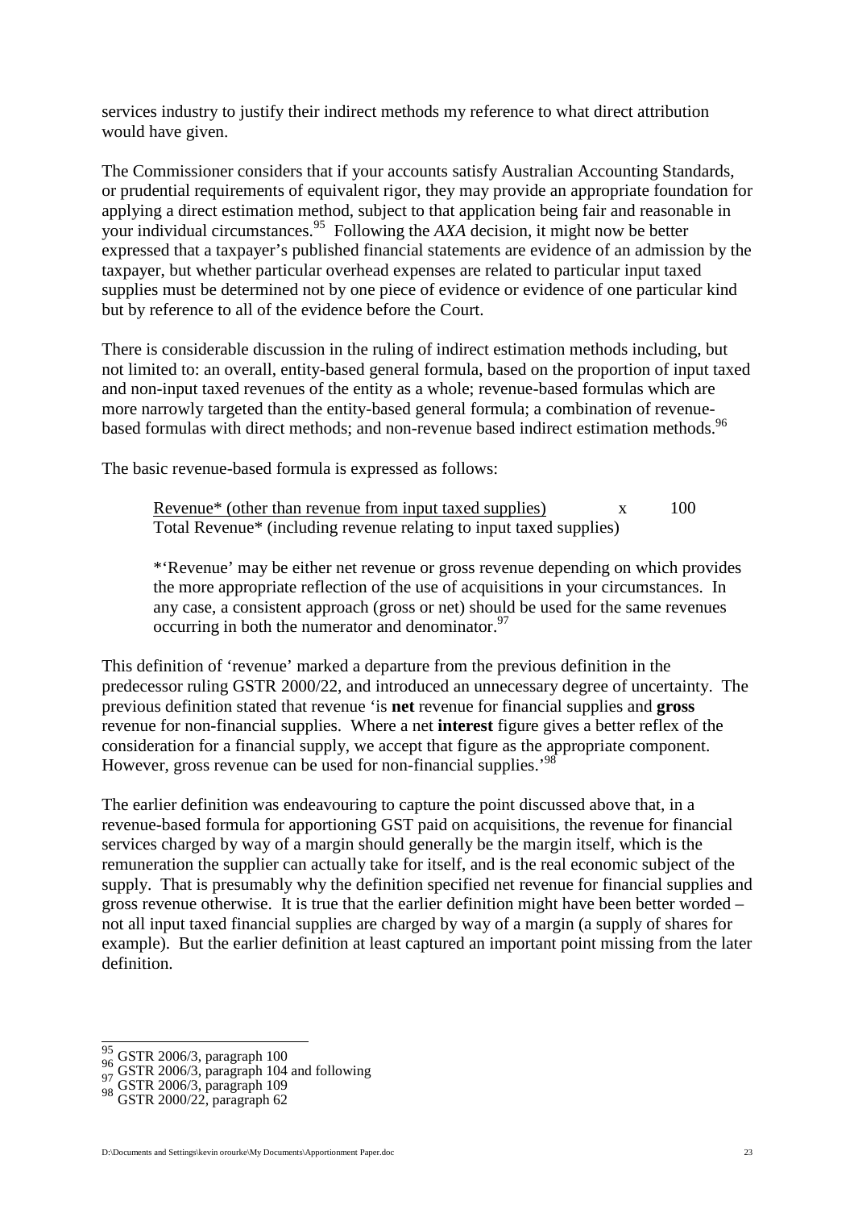services industry to justify their indirect methods my reference to what direct attribution would have given.

The Commissioner considers that if your accounts satisfy Australian Accounting Standards, or prudential requirements of equivalent rigor, they may provide an appropriate foundation for applying a direct estimation method, subject to that application being fair and reasonable in your individual circumstances.[95] Following the *AXA* decision, it might now be better expressed that a taxpayer's published financial statements are evidence of an admission by the taxpayer, but whether particular overhead expenses are related to particular input taxed supplies must be determined not by one piece of evidence or evidence of one particular kind but by reference to all of the evidence before the Court.

There is considerable discussion in the ruling of indirect estimation methods including, but not limited to: an overall, entity-based general formula, based on the proportion of input taxed and non-input taxed revenues of the entity as a whole; revenue-based formulas which are more narrowly targeted than the entity-based general formula; a combination of revenue-based formulas with direct methods; and non-revenue based indirect estimation methods.[96]

The basic revenue-based formula is expressed as follows:

$$\frac{\text{Revenue* (other than revenue from input taxed supplies)}}{\text{Total Revenue* (including revenue relating to input taxed supplies)}} \times 100$$

> *'Revenue' may be either net revenue or gross revenue depending on which provides the more appropriate reflection of the use of acquisitions in your circumstances. In any case, a consistent approach (gross or net) should be used for the same revenues occurring in both the numerator and denominator.[97]

This definition of 'revenue' marked a departure from the previous definition in the predecessor ruling GSTR 2000/22, and introduced an unnecessary degree of uncertainty. The previous definition stated that revenue 'is **net** revenue for financial supplies and **gross** revenue for non-financial supplies. Where a net **interest** figure gives a better reflex of the consideration for a financial supply, we accept that figure as the appropriate component. However, gross revenue can be used for non-financial supplies.'[98]

The earlier definition was endeavouring to capture the point discussed above that, in a revenue-based formula for apportioning GST paid on acquisitions, the revenue for financial services charged by way of a margin should generally be the margin itself, which is the remuneration the supplier can actually take for itself, and is the real economic subject of the supply. That is presumably why the definition specified net revenue for financial supplies and gross revenue otherwise. It is true that the earlier definition might have been better worded – not all input taxed financial supplies are charged by way of a margin (a supply of shares for example). But the earlier definition at least captured an important point missing from the later definition.

---

[95] GSTR 2006/3, paragraph 100

[96] GSTR 2006/3, paragraph 104 and following

[97] GSTR 2006/3, paragraph 109

[98] GSTR 2000/22, paragraph 62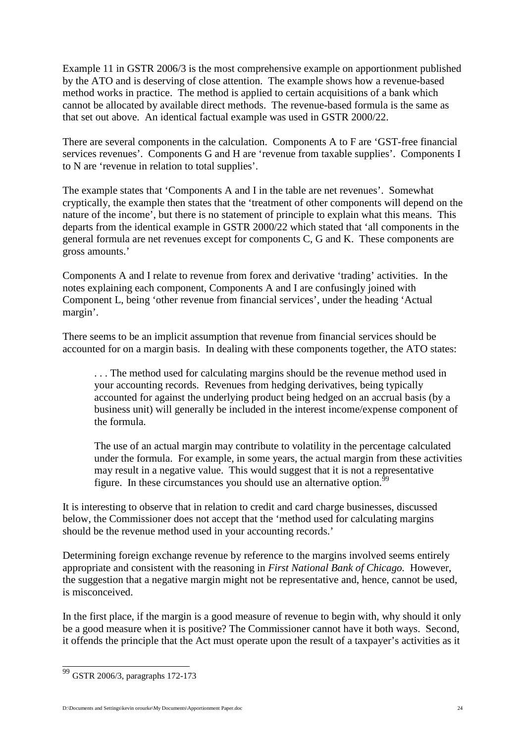Example 11 in GSTR 2006/3 is the most comprehensive example on apportionment published by the ATO and is deserving of close attention. The example shows how a revenue-based method works in practice. The method is applied to certain acquisitions of a bank which cannot be allocated by available direct methods. The revenue-based formula is the same as that set out above. An identical factual example was used in GSTR 2000/22.

There are several components in the calculation. Components A to F are 'GST-free financial services revenues'. Components G and H are 'revenue from taxable supplies'. Components I to N are 'revenue in relation to total supplies'.

The example states that 'Components A and I in the table are net revenues'. Somewhat cryptically, the example then states that the 'treatment of other components will depend on the nature of the income', but there is no statement of principle to explain what this means. This departs from the identical example in GSTR 2000/22 which stated that 'all components in the general formula are net revenues except for components C, G and K. These components are gross amounts.'

Components A and I relate to revenue from forex and derivative 'trading' activities. In the notes explaining each component, Components A and I are confusingly joined with Component L, being 'other revenue from financial services', under the heading 'Actual margin'.

There seems to be an implicit assumption that revenue from financial services should be accounted for on a margin basis. In dealing with these components together, the ATO states:

> . . . The method used for calculating margins should be the revenue method used in your accounting records. Revenues from hedging derivatives, being typically accounted for against the underlying product being hedged on an accrual basis (by a business unit) will generally be included in the interest income/expense component of the formula.
>
> The use of an actual margin may contribute to volatility in the percentage calculated under the formula. For example, in some years, the actual margin from these activities may result in a negative value. This would suggest that it is not a representative figure. In these circumstances you should use an alternative option.[99]

It is interesting to observe that in relation to credit and card charge businesses, discussed below, the Commissioner does not accept that the 'method used for calculating margins should be the revenue method used in your accounting records.'

Determining foreign exchange revenue by reference to the margins involved seems entirely appropriate and consistent with the reasoning in *First National Bank of Chicago.* However, the suggestion that a negative margin might not be representative and, hence, cannot be used, is misconceived.

In the first place, if the margin is a good measure of revenue to begin with, why should it only be a good measure when it is positive? The Commissioner cannot have it both ways. Second, it offends the principle that the Act must operate upon the result of a taxpayer's activities as it

---

[99] GSTR 2006/3, paragraphs 172-173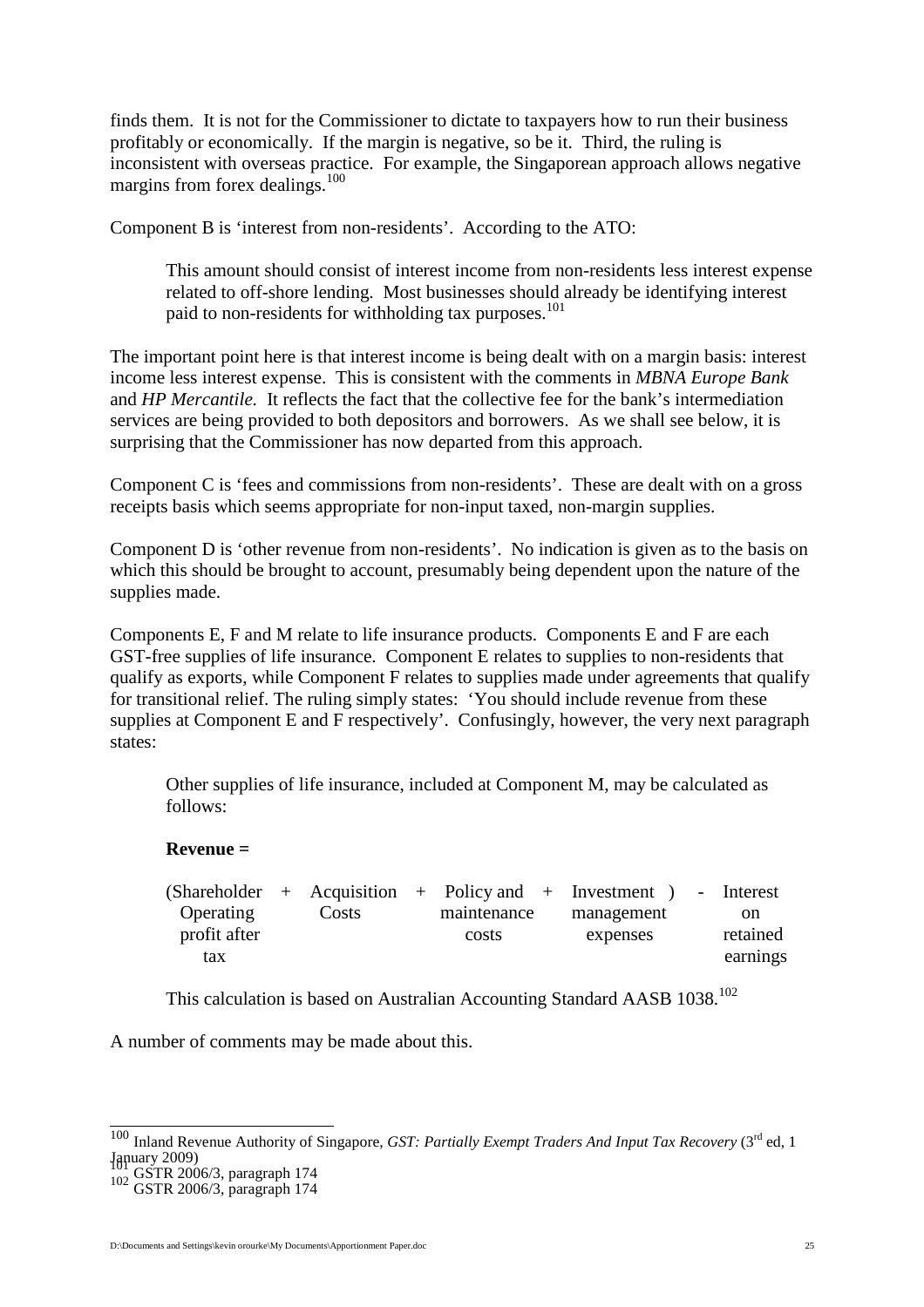finds them. It is not for the Commissioner to dictate to taxpayers how to run their business profitably or economically. If the margin is negative, so be it. Third, the ruling is inconsistent with overseas practice. For example, the Singaporean approach allows negative margins from forex dealings.[100]

Component B is 'interest from non-residents'. According to the ATO:

> This amount should consist of interest income from non-residents less interest expense related to off-shore lending. Most businesses should already be identifying interest paid to non-residents for withholding tax purposes.[101]

The important point here is that interest income is being dealt with on a margin basis: interest income less interest expense. This is consistent with the comments in *MBNA Europe Bank* and *HP Mercantile.* It reflects the fact that the collective fee for the bank's intermediation services are being provided to both depositors and borrowers. As we shall see below, it is surprising that the Commissioner has now departed from this approach.

Component C is 'fees and commissions from non-residents'. These are dealt with on a gross receipts basis which seems appropriate for non-input taxed, non-margin supplies.

Component D is 'other revenue from non-residents'. No indication is given as to the basis on which this should be brought to account, presumably being dependent upon the nature of the supplies made.

Components E, F and M relate to life insurance products. Components E and F are each GST-free supplies of life insurance. Component E relates to supplies to non-residents that qualify as exports, while Component F relates to supplies made under agreements that qualify for transitional relief. The ruling simply states: 'You should include revenue from these supplies at Component E and F respectively'. Confusingly, however, the very next paragraph states:

> Other supplies of life insurance, included at Component M, may be calculated as follows:
>
> **Revenue =**
>
> (Shareholder Operating profit after tax + Acquisition Costs + Policy and maintenance costs + Investment management expenses) - Interest on retained earnings
>
> This calculation is based on Australian Accounting Standard AASB 1038.[102]

A number of comments may be made about this.

---

[100] Inland Revenue Authority of Singapore, *GST: Partially Exempt Traders And Input Tax Recovery* (3rd ed, 1 January 2009)

[101] GSTR 2006/3, paragraph 174

[102] GSTR 2006/3, paragraph 174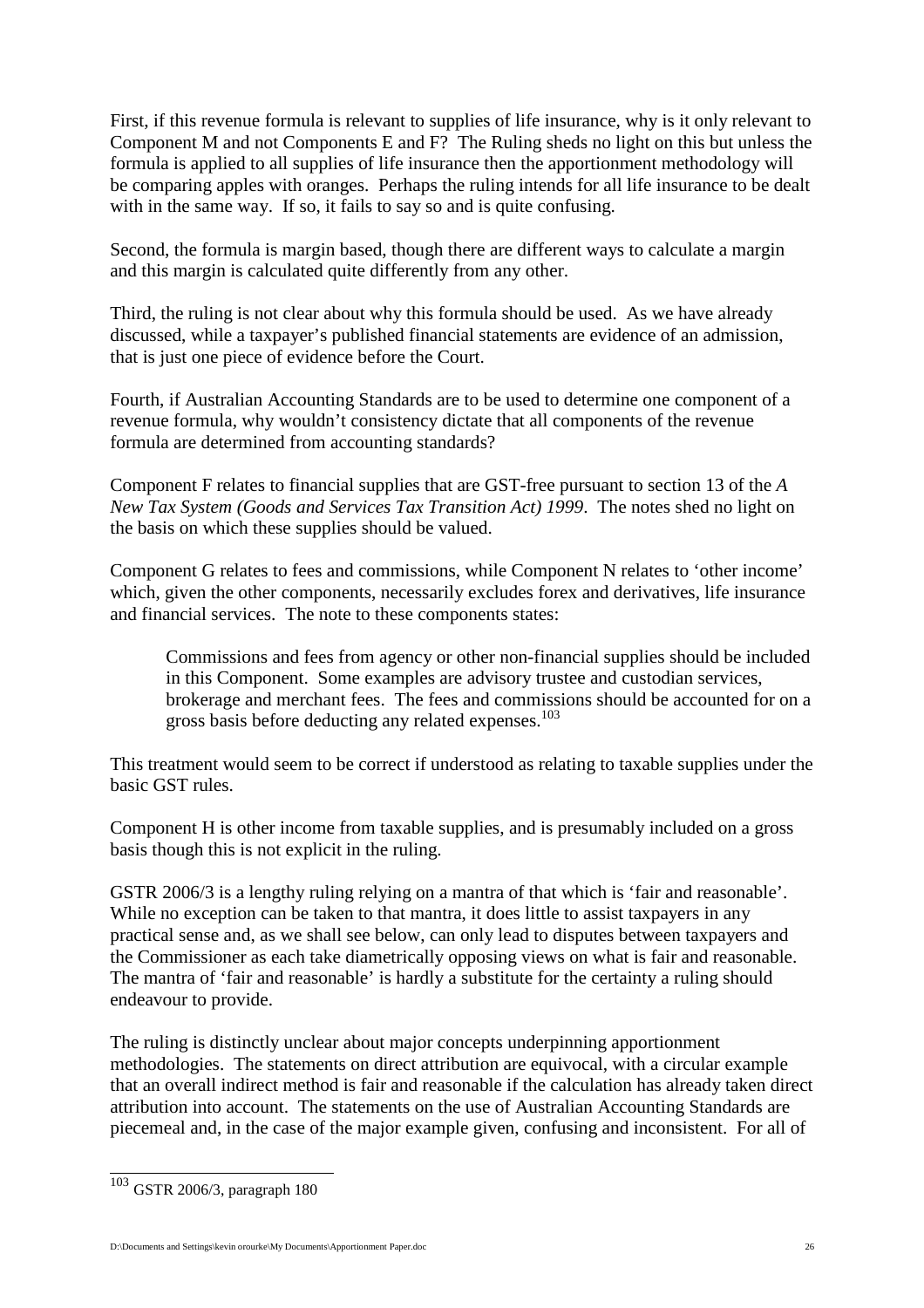First, if this revenue formula is relevant to supplies of life insurance, why is it only relevant to Component M and not Components E and F? The Ruling sheds no light on this but unless the formula is applied to all supplies of life insurance then the apportionment methodology will be comparing apples with oranges. Perhaps the ruling intends for all life insurance to be dealt with in the same way. If so, it fails to say so and is quite confusing.

Second, the formula is margin based, though there are different ways to calculate a margin and this margin is calculated quite differently from any other.

Third, the ruling is not clear about why this formula should be used. As we have already discussed, while a taxpayer's published financial statements are evidence of an admission, that is just one piece of evidence before the Court.

Fourth, if Australian Accounting Standards are to be used to determine one component of a revenue formula, why wouldn't consistency dictate that all components of the revenue formula are determined from accounting standards?

Component F relates to financial supplies that are GST-free pursuant to section 13 of the *A New Tax System (Goods and Services Tax Transition Act) 1999*. The notes shed no light on the basis on which these supplies should be valued.

Component G relates to fees and commissions, while Component N relates to 'other income' which, given the other components, necessarily excludes forex and derivatives, life insurance and financial services. The note to these components states:

> Commissions and fees from agency or other non-financial supplies should be included in this Component. Some examples are advisory trustee and custodian services, brokerage and merchant fees. The fees and commissions should be accounted for on a gross basis before deducting any related expenses.[103]

This treatment would seem to be correct if understood as relating to taxable supplies under the basic GST rules.

Component H is other income from taxable supplies, and is presumably included on a gross basis though this is not explicit in the ruling.

GSTR 2006/3 is a lengthy ruling relying on a mantra of that which is 'fair and reasonable'. While no exception can be taken to that mantra, it does little to assist taxpayers in any practical sense and, as we shall see below, can only lead to disputes between taxpayers and the Commissioner as each take diametrically opposing views on what is fair and reasonable. The mantra of 'fair and reasonable' is hardly a substitute for the certainty a ruling should endeavour to provide.

The ruling is distinctly unclear about major concepts underpinning apportionment methodologies. The statements on direct attribution are equivocal, with a circular example that an overall indirect method is fair and reasonable if the calculation has already taken direct attribution into account. The statements on the use of Australian Accounting Standards are piecemeal and, in the case of the major example given, confusing and inconsistent. For all of

---

[103] GSTR 2006/3, paragraph 180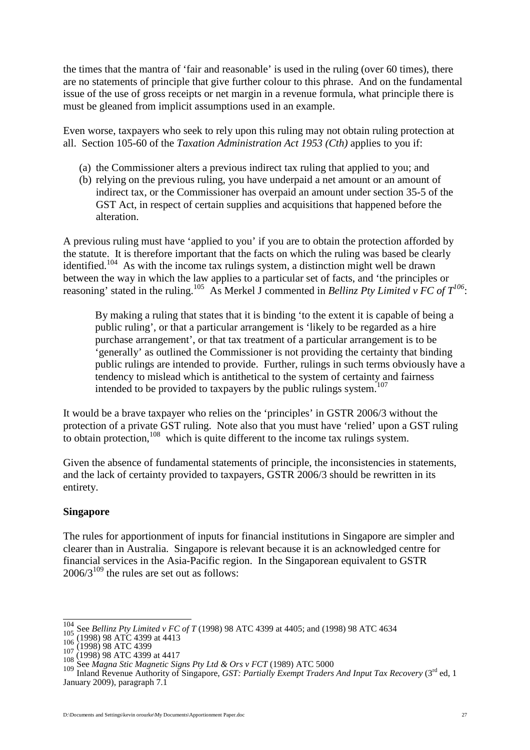the times that the mantra of 'fair and reasonable' is used in the ruling (over 60 times), there are no statements of principle that give further colour to this phrase. And on the fundamental issue of the use of gross receipts or net margin in a revenue formula, what principle there is must be gleaned from implicit assumptions used in an example.

Even worse, taxpayers who seek to rely upon this ruling may not obtain ruling protection at all. Section 105-60 of the *Taxation Administration Act 1953 (Cth)* applies to you if:

(a) the Commissioner alters a previous indirect tax ruling that applied to you; and
(b) relying on the previous ruling, you have underpaid a net amount or an amount of indirect tax, or the Commissioner has overpaid an amount under section 35-5 of the GST Act, in respect of certain supplies and acquisitions that happened before the alteration.

A previous ruling must have 'applied to you' if you are to obtain the protection afforded by the statute. It is therefore important that the facts on which the ruling was based be clearly identified.[104] As with the income tax rulings system, a distinction might well be drawn between the way in which the law applies to a particular set of facts, and 'the principles or reasoning' stated in the ruling.[105] As Merkel J commented in *Bellinz Pty Limited v FC of T*[106]:

> By making a ruling that states that it is binding 'to the extent it is capable of being a public ruling', or that a particular arrangement is 'likely to be regarded as a hire purchase arrangement', or that tax treatment of a particular arrangement is to be 'generally' as outlined the Commissioner is not providing the certainty that binding public rulings are intended to provide. Further, rulings in such terms obviously have a tendency to mislead which is antithetical to the system of certainty and fairness intended to be provided to taxpayers by the public rulings system.[107]

It would be a brave taxpayer who relies on the 'principles' in GSTR 2006/3 without the protection of a private GST ruling. Note also that you must have 'relied' upon a GST ruling to obtain protection,[108] which is quite different to the income tax rulings system.

Given the absence of fundamental statements of principle, the inconsistencies in statements, and the lack of certainty provided to taxpayers, GSTR 2006/3 should be rewritten in its entirety.

**Singapore**

The rules for apportionment of inputs for financial institutions in Singapore are simpler and clearer than in Australia. Singapore is relevant because it is an acknowledged centre for financial services in the Asia-Pacific region. In the Singaporean equivalent to GSTR 2006/3[109] the rules are set out as follows:

---

[104] See *Bellinz Pty Limited v FC of T* (1998) 98 ATC 4399 at 4405; and (1998) 98 ATC 4634
[105] (1998) 98 ATC 4399 at 4413
[106] (1998) 98 ATC 4399
[107] (1998) 98 ATC 4399 at 4417
[108] See *Magna Stic Magnetic Signs Pty Ltd & Ors v FCT* (1989) ATC 5000
[109] Inland Revenue Authority of Singapore, *GST: Partially Exempt Traders And Input Tax Recovery* (3rd ed, 1 January 2009), paragraph 7.1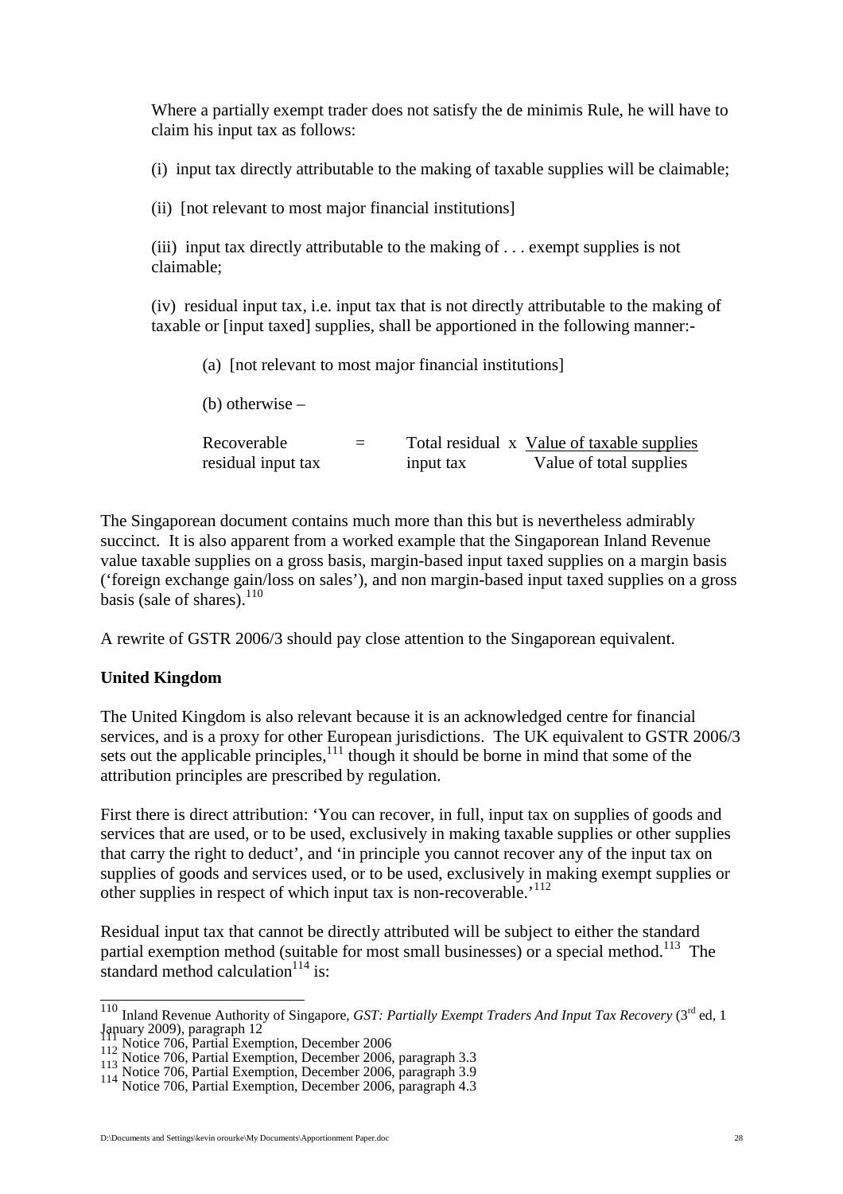> Where a partially exempt trader does not satisfy the de minimis Rule, he will have to claim his input tax as follows:
>
> (i) input tax directly attributable to the making of taxable supplies will be claimable;
>
> (ii) [not relevant to most major financial institutions]
>
> (iii) input tax directly attributable to the making of . . . exempt supplies is not claimable;
>
> (iv) residual input tax, i.e. input tax that is not directly attributable to the making of taxable or [input taxed] supplies, shall be apportioned in the following manner:-
>
> (a) [not relevant to most major financial institutions]
>
> (b) otherwise –
>
> $$\text{Recoverable residual input tax} = \text{Total residual input tax} \times \frac{\text{Value of taxable supplies}}{\text{Value of total supplies}}$$

The Singaporean document contains much more than this but is nevertheless admirably succinct. It is also apparent from a worked example that the Singaporean Inland Revenue value taxable supplies on a gross basis, margin-based input taxed supplies on a margin basis ('foreign exchange gain/loss on sales'), and non margin-based input taxed supplies on a gross basis (sale of shares).[110]

A rewrite of GSTR 2006/3 should pay close attention to the Singaporean equivalent.

**United Kingdom**

The United Kingdom is also relevant because it is an acknowledged centre for financial services, and is a proxy for other European jurisdictions. The UK equivalent to GSTR 2006/3 sets out the applicable principles,[111] though it should be borne in mind that some of the attribution principles are prescribed by regulation.

First there is direct attribution: 'You can recover, in full, input tax on supplies of goods and services that are used, or to be used, exclusively in making taxable supplies or other supplies that carry the right to deduct', and 'in principle you cannot recover any of the input tax on supplies of goods and services used, or to be used, exclusively in making exempt supplies or other supplies in respect of which input tax is non-recoverable.'[112]

Residual input tax that cannot be directly attributed will be subject to either the standard partial exemption method (suitable for most small businesses) or a special method.[113] The standard method calculation[114] is:

---

[110] Inland Revenue Authority of Singapore, *GST: Partially Exempt Traders And Input Tax Recovery* (3rd ed, 1 January 2009), paragraph 12

[111] Notice 706, Partial Exemption, December 2006

[112] Notice 706, Partial Exemption, December 2006, paragraph 3.3

[113] Notice 706, Partial Exemption, December 2006, paragraph 3.9

[114] Notice 706, Partial Exemption, December 2006, paragraph 4.3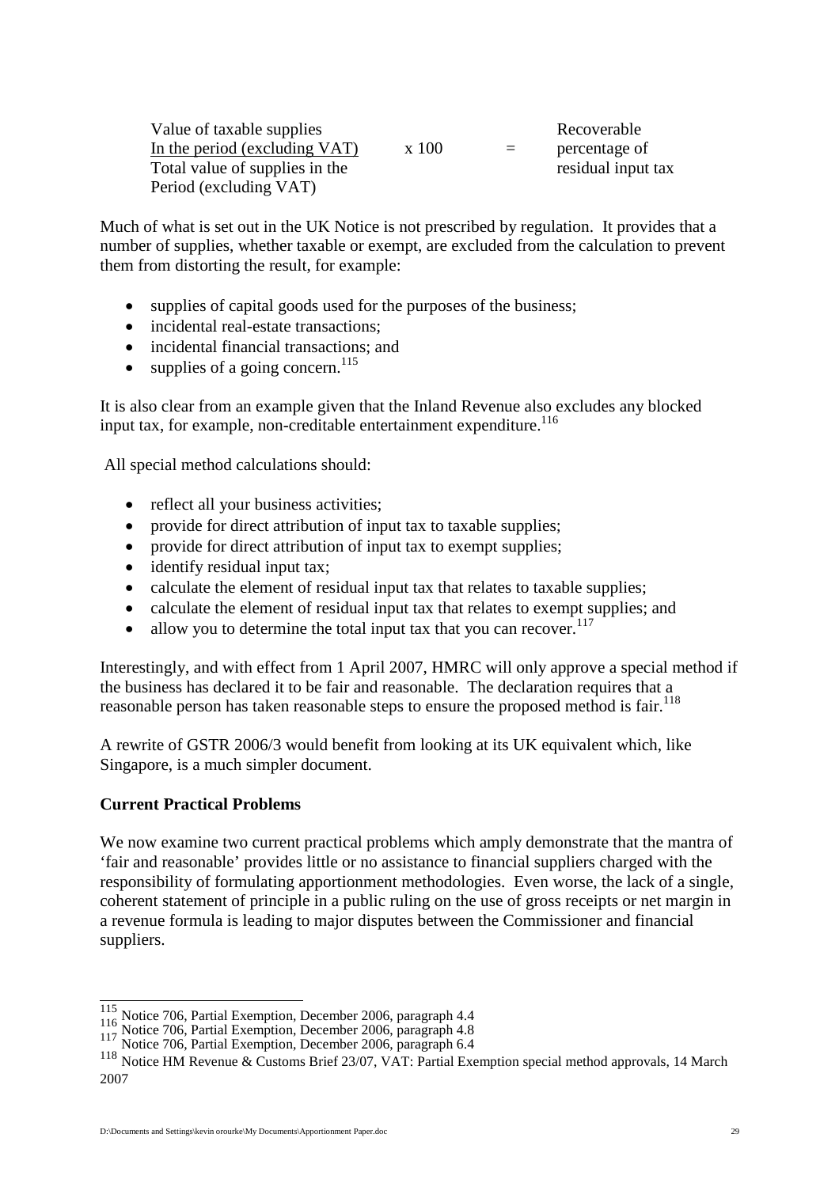$$\frac{\text{Value of taxable supplies in the period (excluding VAT)}}{\text{Total value of supplies in the Period (excluding VAT)}} \times 100 = \text{Recoverable percentage of residual input tax}$$

Much of what is set out in the UK Notice is not prescribed by regulation. It provides that a number of supplies, whether taxable or exempt, are excluded from the calculation to prevent them from distorting the result, for example:

- supplies of capital goods used for the purposes of the business;
- incidental real-estate transactions;
- incidental financial transactions; and
- supplies of a going concern.[115]

It is also clear from an example given that the Inland Revenue also excludes any blocked input tax, for example, non-creditable entertainment expenditure.[116]

All special method calculations should:

- reflect all your business activities;
- provide for direct attribution of input tax to taxable supplies;
- provide for direct attribution of input tax to exempt supplies;
- identify residual input tax;
- calculate the element of residual input tax that relates to taxable supplies;
- calculate the element of residual input tax that relates to exempt supplies; and
- allow you to determine the total input tax that you can recover.[117]

Interestingly, and with effect from 1 April 2007, HMRC will only approve a special method if the business has declared it to be fair and reasonable. The declaration requires that a reasonable person has taken reasonable steps to ensure the proposed method is fair.[118]

A rewrite of GSTR 2006/3 would benefit from looking at its UK equivalent which, like Singapore, is a much simpler document.

**Current Practical Problems**

We now examine two current practical problems which amply demonstrate that the mantra of 'fair and reasonable' provides little or no assistance to financial suppliers charged with the responsibility of formulating apportionment methodologies. Even worse, the lack of a single, coherent statement of principle in a public ruling on the use of gross receipts or net margin in a revenue formula is leading to major disputes between the Commissioner and financial suppliers.

---

[115] Notice 706, Partial Exemption, December 2006, paragraph 4.4
[116] Notice 706, Partial Exemption, December 2006, paragraph 4.8
[117] Notice 706, Partial Exemption, December 2006, paragraph 6.4
[118] Notice HM Revenue & Customs Brief 23/07, VAT: Partial Exemption special method approvals, 14 March 2007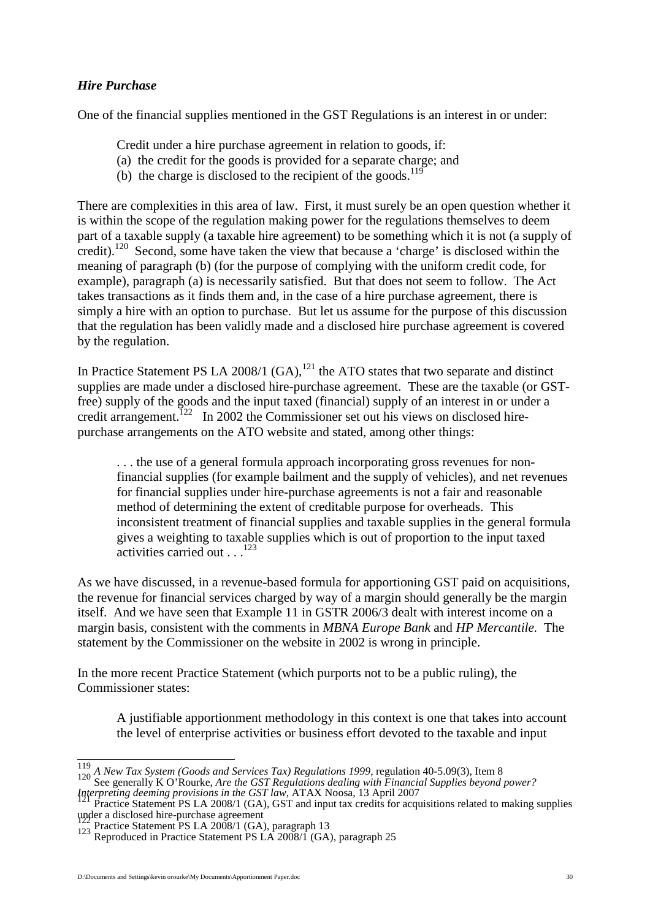### *Hire Purchase*

One of the financial supplies mentioned in the GST Regulations is an interest in or under:

> Credit under a hire purchase agreement in relation to goods, if:
> (a) the credit for the goods is provided for a separate charge; and
> (b) the charge is disclosed to the recipient of the goods.[119]

There are complexities in this area of law. First, it must surely be an open question whether it is within the scope of the regulation making power for the regulations themselves to deem part of a taxable supply (a taxable hire agreement) to be something which it is not (a supply of credit).[120] Second, some have taken the view that because a 'charge' is disclosed within the meaning of paragraph (b) (for the purpose of complying with the uniform credit code, for example), paragraph (a) is necessarily satisfied. But that does not seem to follow. The Act takes transactions as it finds them and, in the case of a hire purchase agreement, there is simply a hire with an option to purchase. But let us assume for the purpose of this discussion that the regulation has been validly made and a disclosed hire purchase agreement is covered by the regulation.

In Practice Statement PS LA 2008/1 (GA),[121] the ATO states that two separate and distinct supplies are made under a disclosed hire-purchase agreement. These are the taxable (or GST-free) supply of the goods and the input taxed (financial) supply of an interest in or under a credit arrangement.[122] In 2002 the Commissioner set out his views on disclosed hire-purchase arrangements on the ATO website and stated, among other things:

> . . . the use of a general formula approach incorporating gross revenues for non-financial supplies (for example bailment and the supply of vehicles), and net revenues for financial supplies under hire-purchase agreements is not a fair and reasonable method of determining the extent of creditable purpose for overheads. This inconsistent treatment of financial supplies and taxable supplies in the general formula gives a weighting to taxable supplies which is out of proportion to the input taxed activities carried out . . .[123]

As we have discussed, in a revenue-based formula for apportioning GST paid on acquisitions, the revenue for financial services charged by way of a margin should generally be the margin itself. And we have seen that Example 11 in GSTR 2006/3 dealt with interest income on a margin basis, consistent with the comments in *MBNA Europe Bank* and *HP Mercantile.* The statement by the Commissioner on the website in 2002 is wrong in principle.

In the more recent Practice Statement (which purports not to be a public ruling), the Commissioner states:

> A justifiable apportionment methodology in this context is one that takes into account the level of enterprise activities or business effort devoted to the taxable and input

---

[119] *A New Tax System (Goods and Services Tax) Regulations 1999*, regulation 40-5.09(3), Item 8

[120] See generally K O'Rourke, *Are the GST Regulations dealing with Financial Supplies beyond power? Interpreting deeming provisions in the GST law*, ATAX Noosa, 13 April 2007

[121] Practice Statement PS LA 2008/1 (GA), GST and input tax credits for acquisitions related to making supplies under a disclosed hire-purchase agreement

[122] Practice Statement PS LA 2008/1 (GA), paragraph 13

[123] Reproduced in Practice Statement PS LA 2008/1 (GA), paragraph 25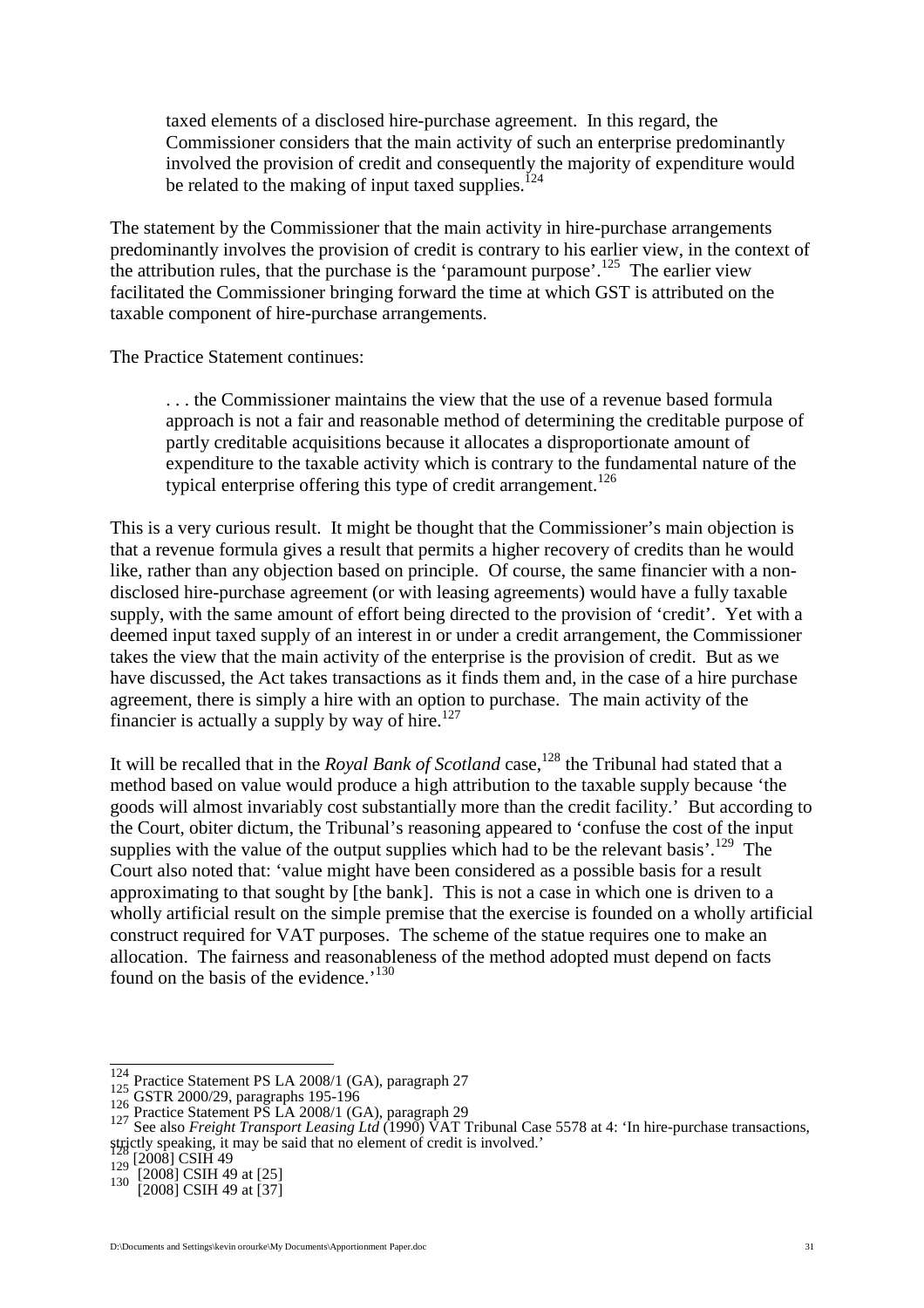> taxed elements of a disclosed hire-purchase agreement. In this regard, the Commissioner considers that the main activity of such an enterprise predominantly involved the provision of credit and consequently the majority of expenditure would be related to the making of input taxed supplies.[124]

The statement by the Commissioner that the main activity in hire-purchase arrangements predominantly involves the provision of credit is contrary to his earlier view, in the context of the attribution rules, that the purchase is the 'paramount purpose'.[125] The earlier view facilitated the Commissioner bringing forward the time at which GST is attributed on the taxable component of hire-purchase arrangements.

The Practice Statement continues:

> . . . the Commissioner maintains the view that the use of a revenue based formula approach is not a fair and reasonable method of determining the creditable purpose of partly creditable acquisitions because it allocates a disproportionate amount of expenditure to the taxable activity which is contrary to the fundamental nature of the typical enterprise offering this type of credit arrangement.[126]

This is a very curious result. It might be thought that the Commissioner's main objection is that a revenue formula gives a result that permits a higher recovery of credits than he would like, rather than any objection based on principle. Of course, the same financier with a non-disclosed hire-purchase agreement (or with leasing agreements) would have a fully taxable supply, with the same amount of effort being directed to the provision of 'credit'. Yet with a deemed input taxed supply of an interest in or under a credit arrangement, the Commissioner takes the view that the main activity of the enterprise is the provision of credit. But as we have discussed, the Act takes transactions as it finds them and, in the case of a hire purchase agreement, there is simply a hire with an option to purchase. The main activity of the financier is actually a supply by way of hire.[127]

It will be recalled that in the *Royal Bank of Scotland* case,[128] the Tribunal had stated that a method based on value would produce a high attribution to the taxable supply because 'the goods will almost invariably cost substantially more than the credit facility.' But according to the Court, obiter dictum, the Tribunal's reasoning appeared to 'confuse the cost of the input supplies with the value of the output supplies which had to be the relevant basis'.[129] The Court also noted that: 'value might have been considered as a possible basis for a result approximating to that sought by [the bank]. This is not a case in which one is driven to a wholly artificial result on the simple premise that the exercise is founded on a wholly artificial construct required for VAT purposes. The scheme of the statue requires one to make an allocation. The fairness and reasonableness of the method adopted must depend on facts found on the basis of the evidence.'[130]

---

[124] Practice Statement PS LA 2008/1 (GA), paragraph 27

[125] GSTR 2000/29, paragraphs 195-196

[126] Practice Statement PS LA 2008/1 (GA), paragraph 29

[127] See also *Freight Transport Leasing Ltd* (1990) VAT Tribunal Case 5578 at 4: 'In hire-purchase transactions, strictly speaking, it may be said that no element of credit is involved.'

[128] [2008] CSIH 49

[129] [2008] CSIH 49 at [25]

[130] [2008] CSIH 49 at [37]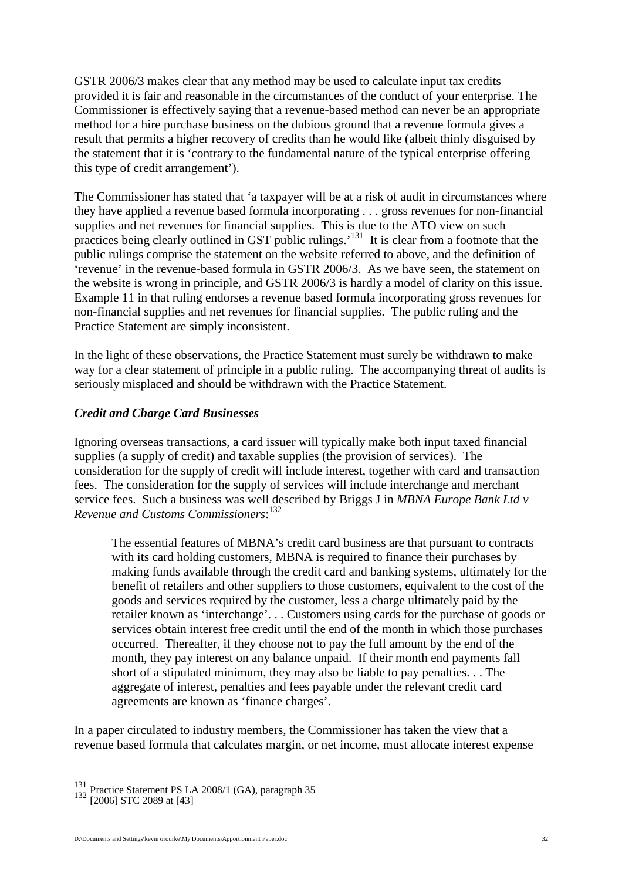GSTR 2006/3 makes clear that any method may be used to calculate input tax credits provided it is fair and reasonable in the circumstances of the conduct of your enterprise. The Commissioner is effectively saying that a revenue-based method can never be an appropriate method for a hire purchase business on the dubious ground that a revenue formula gives a result that permits a higher recovery of credits than he would like (albeit thinly disguised by the statement that it is 'contrary to the fundamental nature of the typical enterprise offering this type of credit arrangement').

The Commissioner has stated that 'a taxpayer will be at a risk of audit in circumstances where they have applied a revenue based formula incorporating . . . gross revenues for non-financial supplies and net revenues for financial supplies. This is due to the ATO view on such practices being clearly outlined in GST public rulings.'[131] It is clear from a footnote that the public rulings comprise the statement on the website referred to above, and the definition of 'revenue' in the revenue-based formula in GSTR 2006/3. As we have seen, the statement on the website is wrong in principle, and GSTR 2006/3 is hardly a model of clarity on this issue. Example 11 in that ruling endorses a revenue based formula incorporating gross revenues for non-financial supplies and net revenues for financial supplies. The public ruling and the Practice Statement are simply inconsistent.

In the light of these observations, the Practice Statement must surely be withdrawn to make way for a clear statement of principle in a public ruling. The accompanying threat of audits is seriously misplaced and should be withdrawn with the Practice Statement.

### *Credit and Charge Card Businesses*

Ignoring overseas transactions, a card issuer will typically make both input taxed financial supplies (a supply of credit) and taxable supplies (the provision of services). The consideration for the supply of credit will include interest, together with card and transaction fees. The consideration for the supply of services will include interchange and merchant service fees. Such a business was well described by Briggs J in *MBNA Europe Bank Ltd v Revenue and Customs Commissioners*:[132]

> The essential features of MBNA's credit card business are that pursuant to contracts with its card holding customers, MBNA is required to finance their purchases by making funds available through the credit card and banking systems, ultimately for the benefit of retailers and other suppliers to those customers, equivalent to the cost of the goods and services required by the customer, less a charge ultimately paid by the retailer known as 'interchange'. . . Customers using cards for the purchase of goods or services obtain interest free credit until the end of the month in which those purchases occurred. Thereafter, if they choose not to pay the full amount by the end of the month, they pay interest on any balance unpaid. If their month end payments fall short of a stipulated minimum, they may also be liable to pay penalties. . . The aggregate of interest, penalties and fees payable under the relevant credit card agreements are known as 'finance charges'.

In a paper circulated to industry members, the Commissioner has taken the view that a revenue based formula that calculates margin, or net income, must allocate interest expense

---

[131] Practice Statement PS LA 2008/1 (GA), paragraph 35

[132] [2006] STC 2089 at [43]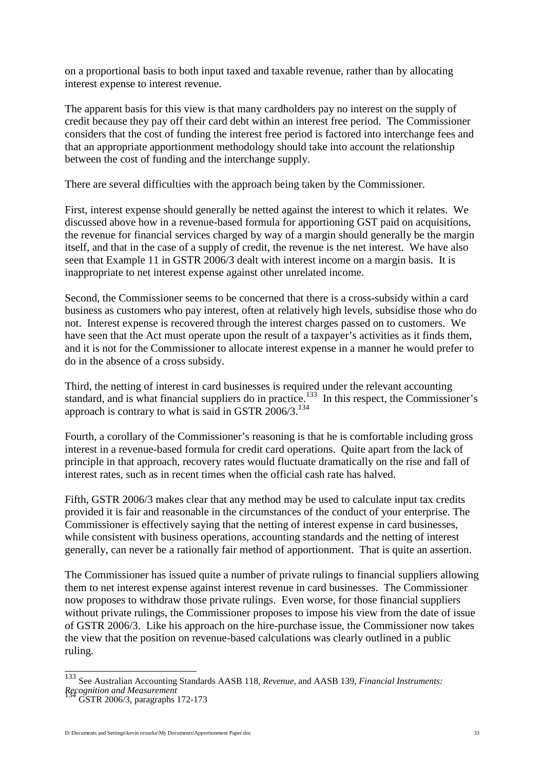on a proportional basis to both input taxed and taxable revenue, rather than by allocating interest expense to interest revenue.

The apparent basis for this view is that many cardholders pay no interest on the supply of credit because they pay off their card debt within an interest free period. The Commissioner considers that the cost of funding the interest free period is factored into interchange fees and that an appropriate apportionment methodology should take into account the relationship between the cost of funding and the interchange supply.

There are several difficulties with the approach being taken by the Commissioner.

First, interest expense should generally be netted against the interest to which it relates. We discussed above how in a revenue-based formula for apportioning GST paid on acquisitions, the revenue for financial services charged by way of a margin should generally be the margin itself, and that in the case of a supply of credit, the revenue is the net interest. We have also seen that Example 11 in GSTR 2006/3 dealt with interest income on a margin basis. It is inappropriate to net interest expense against other unrelated income.

Second, the Commissioner seems to be concerned that there is a cross-subsidy within a card business as customers who pay interest, often at relatively high levels, subsidise those who do not. Interest expense is recovered through the interest charges passed on to customers. We have seen that the Act must operate upon the result of a taxpayer's activities as it finds them, and it is not for the Commissioner to allocate interest expense in a manner he would prefer to do in the absence of a cross subsidy.

Third, the netting of interest in card businesses is required under the relevant accounting standard, and is what financial suppliers do in practice.[133] In this respect, the Commissioner's approach is contrary to what is said in GSTR 2006/3.[134]

Fourth, a corollary of the Commissioner's reasoning is that he is comfortable including gross interest in a revenue-based formula for credit card operations. Quite apart from the lack of principle in that approach, recovery rates would fluctuate dramatically on the rise and fall of interest rates, such as in recent times when the official cash rate has halved.

Fifth, GSTR 2006/3 makes clear that any method may be used to calculate input tax credits provided it is fair and reasonable in the circumstances of the conduct of your enterprise. The Commissioner is effectively saying that the netting of interest expense in card businesses, while consistent with business operations, accounting standards and the netting of interest generally, can never be a rationally fair method of apportionment. That is quite an assertion.

The Commissioner has issued quite a number of private rulings to financial suppliers allowing them to net interest expense against interest revenue in card businesses. The Commissioner now proposes to withdraw those private rulings. Even worse, for those financial suppliers without private rulings, the Commissioner proposes to impose his view from the date of issue of GSTR 2006/3. Like his approach on the hire-purchase issue, the Commissioner now takes the view that the position on revenue-based calculations was clearly outlined in a public ruling.

---

[133] See Australian Accounting Standards AASB 118, *Revenue*, and AASB 139, *Financial Instruments: Recognition and Measurement*

[134] GSTR 2006/3, paragraphs 172-173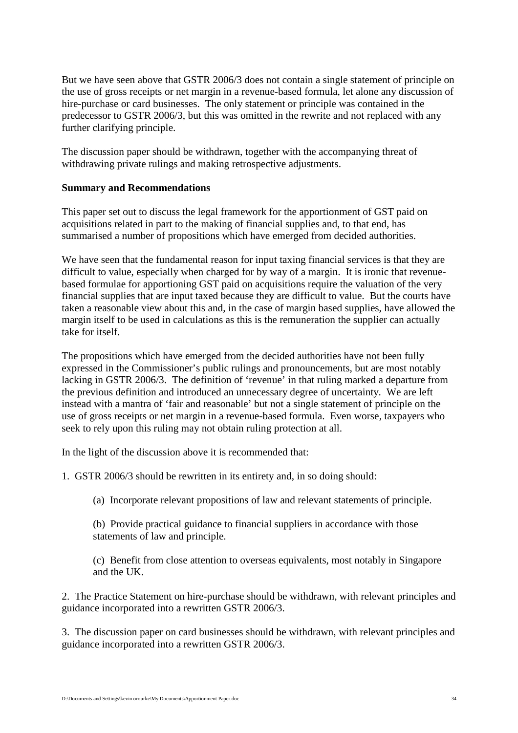But we have seen above that GSTR 2006/3 does not contain a single statement of principle on the use of gross receipts or net margin in a revenue-based formula, let alone any discussion of hire-purchase or card businesses. The only statement or principle was contained in the predecessor to GSTR 2006/3, but this was omitted in the rewrite and not replaced with any further clarifying principle.

The discussion paper should be withdrawn, together with the accompanying threat of withdrawing private rulings and making retrospective adjustments.

**Summary and Recommendations**

This paper set out to discuss the legal framework for the apportionment of GST paid on acquisitions related in part to the making of financial supplies and, to that end, has summarised a number of propositions which have emerged from decided authorities.

We have seen that the fundamental reason for input taxing financial services is that they are difficult to value, especially when charged for by way of a margin. It is ironic that revenue-based formulae for apportioning GST paid on acquisitions require the valuation of the very financial supplies that are input taxed because they are difficult to value. But the courts have taken a reasonable view about this and, in the case of margin based supplies, have allowed the margin itself to be used in calculations as this is the remuneration the supplier can actually take for itself.

The propositions which have emerged from the decided authorities have not been fully expressed in the Commissioner's public rulings and pronouncements, but are most notably lacking in GSTR 2006/3. The definition of 'revenue' in that ruling marked a departure from the previous definition and introduced an unnecessary degree of uncertainty. We are left instead with a mantra of 'fair and reasonable' but not a single statement of principle on the use of gross receipts or net margin in a revenue-based formula. Even worse, taxpayers who seek to rely upon this ruling may not obtain ruling protection at all.

In the light of the discussion above it is recommended that:

1. GSTR 2006/3 should be rewritten in its entirety and, in so doing should:

    (a) Incorporate relevant propositions of law and relevant statements of principle.

    (b) Provide practical guidance to financial suppliers in accordance with those statements of law and principle.

    (c) Benefit from close attention to overseas equivalents, most notably in Singapore and the UK.

2. The Practice Statement on hire-purchase should be withdrawn, with relevant principles and guidance incorporated into a rewritten GSTR 2006/3.

3. The discussion paper on card businesses should be withdrawn, with relevant principles and guidance incorporated into a rewritten GSTR 2006/3.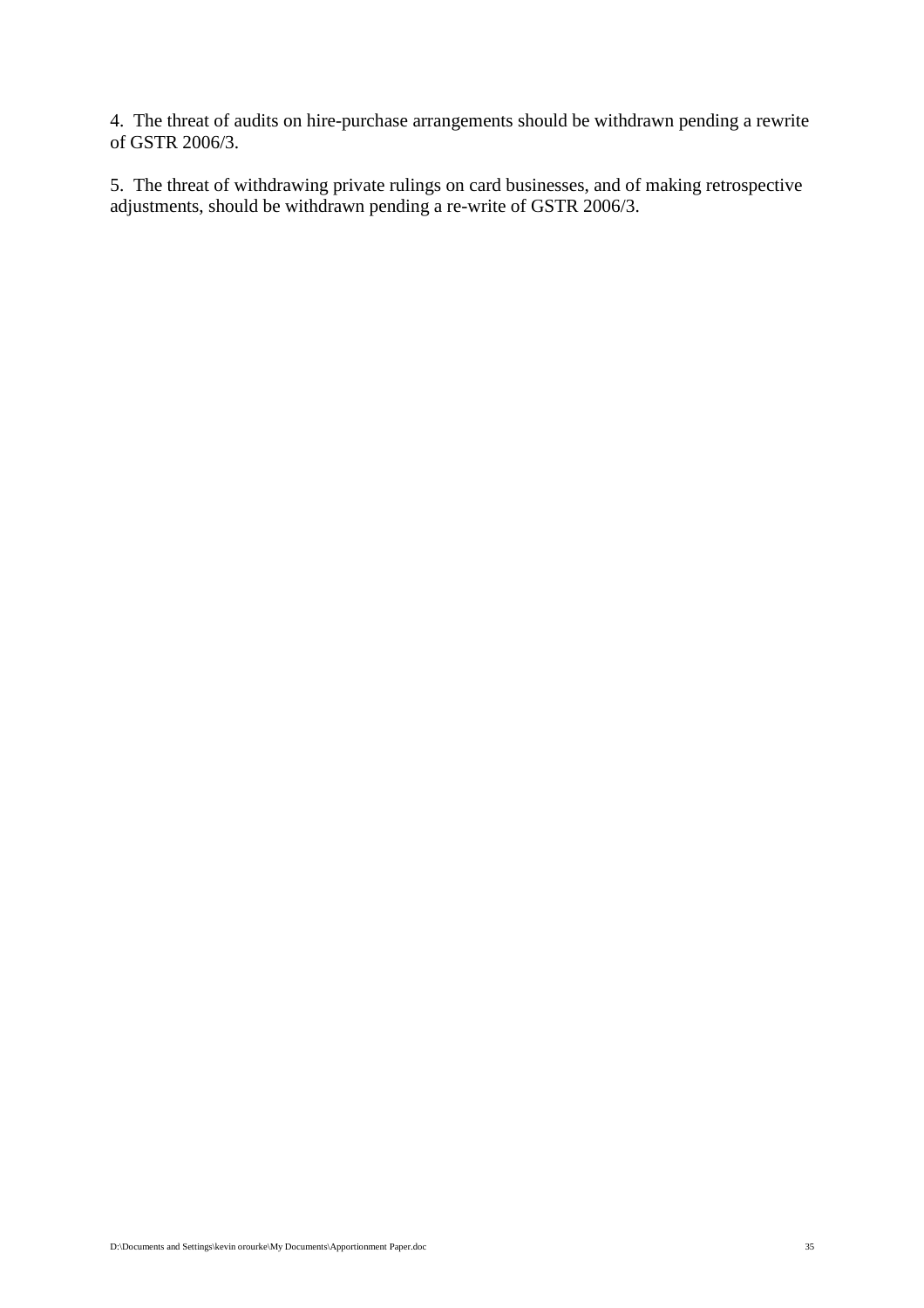4. The threat of audits on hire-purchase arrangements should be withdrawn pending a rewrite of GSTR 2006/3.

5. The threat of withdrawing private rulings on card businesses, and of making retrospective adjustments, should be withdrawn pending a re-write of GSTR 2006/3.